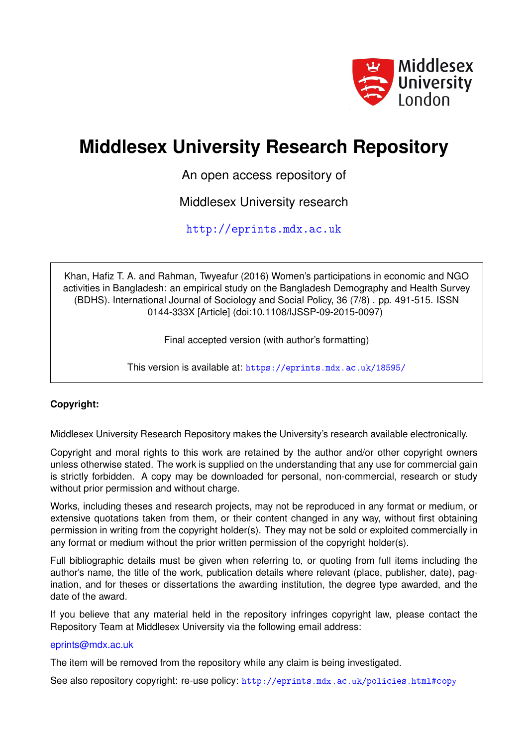Middlesex University London

# Middlesex University Research Repository

An open access repository of

Middlesex University research

http://eprints.mdx.ac.uk

Khan, Hafiz T. A. and Rahman, Twyeafur (2016) Women's participations in economic and NGO activities in Bangladesh: an empirical study on the Bangladesh Demography and Health Survey (BDHS). International Journal of Sociology and Social Policy, 36 (7/8) . pp. 491-515. ISSN 0144-333X [Article] (doi:10.1108/IJSSP-09-2015-0097)

Final accepted version (with author's formatting)

This version is available at: https://eprints.mdx.ac.uk/18595/

**Copyright:**

Middlesex University Research Repository makes the University's research available electronically.

Copyright and moral rights to this work are retained by the author and/or other copyright owners unless otherwise stated. The work is supplied on the understanding that any use for commercial gain is strictly forbidden. A copy may be downloaded for personal, non-commercial, research or study without prior permission and without charge.

Works, including theses and research projects, may not be reproduced in any format or medium, or extensive quotations taken from them, or their content changed in any way, without first obtaining permission in writing from the copyright holder(s). They may not be sold or exploited commercially in any format or medium without the prior written permission of the copyright holder(s).

Full bibliographic details must be given when referring to, or quoting from full items including the author's name, the title of the work, publication details where relevant (place, publisher, date), pagination, and for theses or dissertations the awarding institution, the degree type awarded, and the date of the award.

If you believe that any material held in the repository infringes copyright law, please contact the Repository Team at Middlesex University via the following email address:

eprints@mdx.ac.uk

The item will be removed from the repository while any claim is being investigated.

See also repository copyright: re-use policy: http://eprints.mdx.ac.uk/policies.html#copy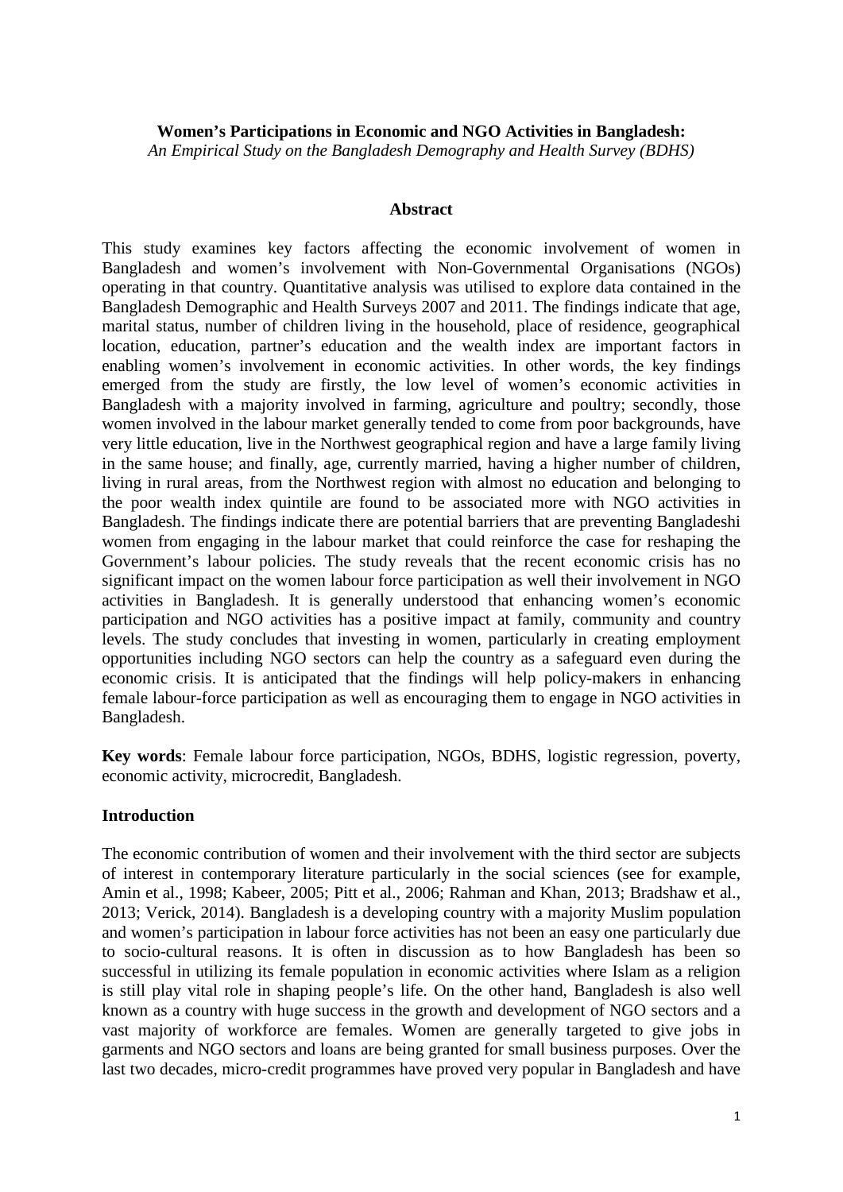**Women's Participations in Economic and NGO Activities in Bangladesh:**
*An Empirical Study on the Bangladesh Demography and Health Survey (BDHS)*

## Abstract

This study examines key factors affecting the economic involvement of women in Bangladesh and women's involvement with Non-Governmental Organisations (NGOs) operating in that country. Quantitative analysis was utilised to explore data contained in the Bangladesh Demographic and Health Surveys 2007 and 2011. The findings indicate that age, marital status, number of children living in the household, place of residence, geographical location, education, partner's education and the wealth index are important factors in enabling women's involvement in economic activities. In other words, the key findings emerged from the study are firstly, the low level of women's economic activities in Bangladesh with a majority involved in farming, agriculture and poultry; secondly, those women involved in the labour market generally tended to come from poor backgrounds, have very little education, live in the Northwest geographical region and have a large family living in the same house; and finally, age, currently married, having a higher number of children, living in rural areas, from the Northwest region with almost no education and belonging to the poor wealth index quintile are found to be associated more with NGO activities in Bangladesh. The findings indicate there are potential barriers that are preventing Bangladeshi women from engaging in the labour market that could reinforce the case for reshaping the Government's labour policies. The study reveals that the recent economic crisis has no significant impact on the women labour force participation as well their involvement in NGO activities in Bangladesh. It is generally understood that enhancing women's economic participation and NGO activities has a positive impact at family, community and country levels. The study concludes that investing in women, particularly in creating employment opportunities including NGO sectors can help the country as a safeguard even during the economic crisis. It is anticipated that the findings will help policy-makers in enhancing female labour-force participation as well as encouraging them to engage in NGO activities in Bangladesh.

**Key words**: Female labour force participation, NGOs, BDHS, logistic regression, poverty, economic activity, microcredit, Bangladesh.

## Introduction

The economic contribution of women and their involvement with the third sector are subjects of interest in contemporary literature particularly in the social sciences (see for example, Amin et al., 1998; Kabeer, 2005; Pitt et al., 2006; Rahman and Khan, 2013; Bradshaw et al., 2013; Verick, 2014). Bangladesh is a developing country with a majority Muslim population and women's participation in labour force activities has not been an easy one particularly due to socio-cultural reasons. It is often in discussion as to how Bangladesh has been so successful in utilizing its female population in economic activities where Islam as a religion is still play vital role in shaping people's life. On the other hand, Bangladesh is also well known as a country with huge success in the growth and development of NGO sectors and a vast majority of workforce are females. Women are generally targeted to give jobs in garments and NGO sectors and loans are being granted for small business purposes. Over the last two decades, micro-credit programmes have proved very popular in Bangladesh and have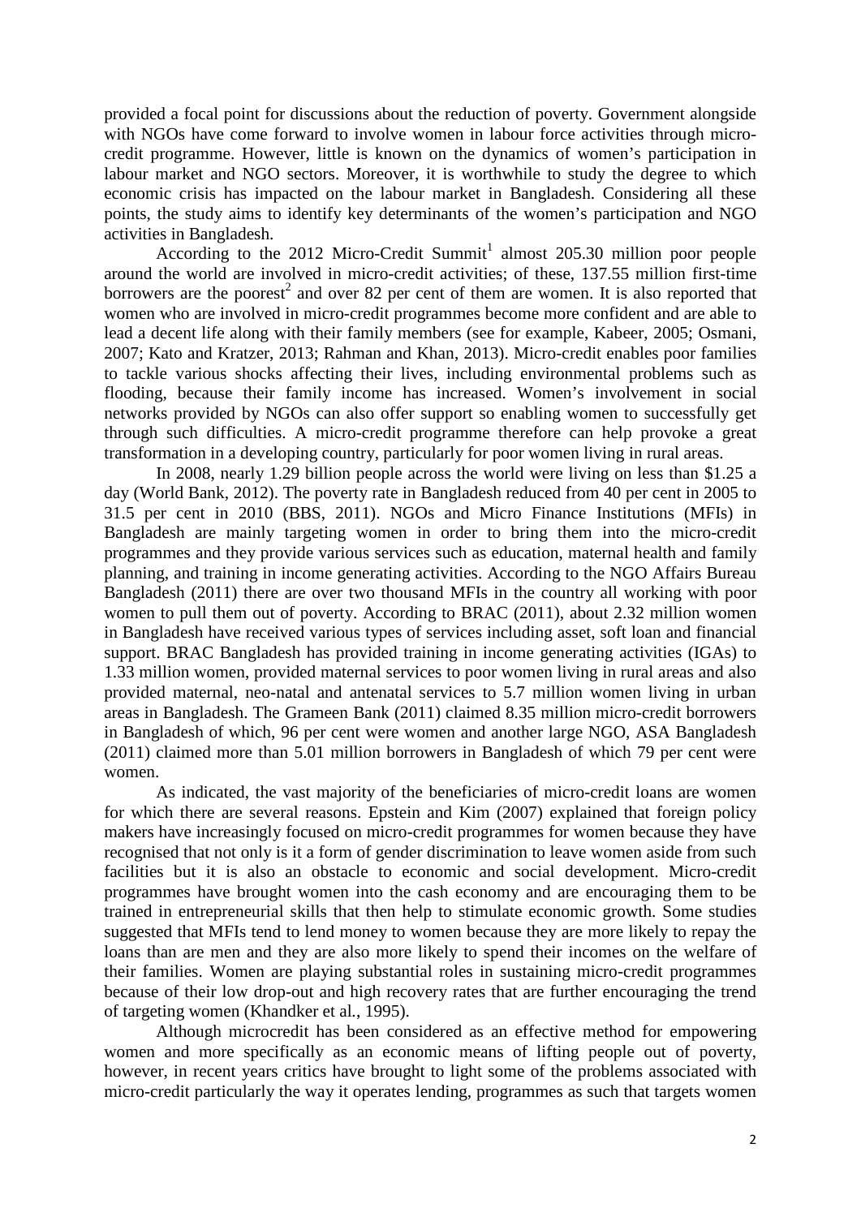provided a focal point for discussions about the reduction of poverty. Government alongside with NGOs have come forward to involve women in labour force activities through micro-credit programme. However, little is known on the dynamics of women's participation in labour market and NGO sectors. Moreover, it is worthwhile to study the degree to which economic crisis has impacted on the labour market in Bangladesh. Considering all these points, the study aims to identify key determinants of the women's participation and NGO activities in Bangladesh.

According to the 2012 Micro-Credit Summit[1] almost 205.30 million poor people around the world are involved in micro-credit activities; of these, 137.55 million first-time borrowers are the poorest[2] and over 82 per cent of them are women. It is also reported that women who are involved in micro-credit programmes become more confident and are able to lead a decent life along with their family members (see for example, Kabeer, 2005; Osmani, 2007; Kato and Kratzer, 2013; Rahman and Khan, 2013). Micro-credit enables poor families to tackle various shocks affecting their lives, including environmental problems such as flooding, because their family income has increased. Women's involvement in social networks provided by NGOs can also offer support so enabling women to successfully get through such difficulties. A micro-credit programme therefore can help provoke a great transformation in a developing country, particularly for poor women living in rural areas.

In 2008, nearly 1.29 billion people across the world were living on less than \$1.25 a day (World Bank, 2012). The poverty rate in Bangladesh reduced from 40 per cent in 2005 to 31.5 per cent in 2010 (BBS, 2011). NGOs and Micro Finance Institutions (MFIs) in Bangladesh are mainly targeting women in order to bring them into the micro-credit programmes and they provide various services such as education, maternal health and family planning, and training in income generating activities. According to the NGO Affairs Bureau Bangladesh (2011) there are over two thousand MFIs in the country all working with poor women to pull them out of poverty. According to BRAC (2011), about 2.32 million women in Bangladesh have received various types of services including asset, soft loan and financial support. BRAC Bangladesh has provided training in income generating activities (IGAs) to 1.33 million women, provided maternal services to poor women living in rural areas and also provided maternal, neo-natal and antenatal services to 5.7 million women living in urban areas in Bangladesh. The Grameen Bank (2011) claimed 8.35 million micro-credit borrowers in Bangladesh of which, 96 per cent were women and another large NGO, ASA Bangladesh (2011) claimed more than 5.01 million borrowers in Bangladesh of which 79 per cent were women.

As indicated, the vast majority of the beneficiaries of micro-credit loans are women for which there are several reasons. Epstein and Kim (2007) explained that foreign policy makers have increasingly focused on micro-credit programmes for women because they have recognised that not only is it a form of gender discrimination to leave women aside from such facilities but it is also an obstacle to economic and social development. Micro-credit programmes have brought women into the cash economy and are encouraging them to be trained in entrepreneurial skills that then help to stimulate economic growth. Some studies suggested that MFIs tend to lend money to women because they are more likely to repay the loans than are men and they are also more likely to spend their incomes on the welfare of their families. Women are playing substantial roles in sustaining micro-credit programmes because of their low drop-out and high recovery rates that are further encouraging the trend of targeting women (Khandker et al., 1995).

Although microcredit has been considered as an effective method for empowering women and more specifically as an economic means of lifting people out of poverty, however, in recent years critics have brought to light some of the problems associated with micro-credit particularly the way it operates lending, programmes as such that targets women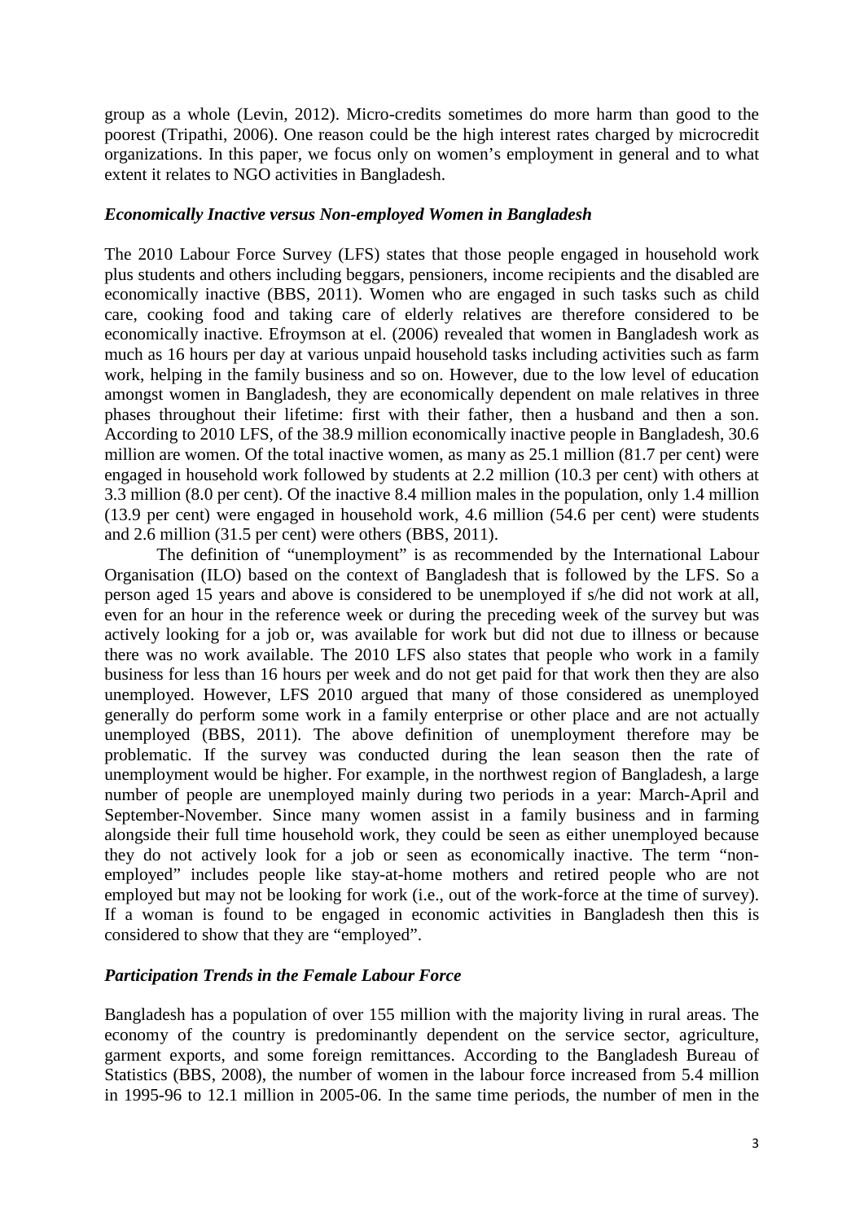group as a whole (Levin, 2012). Micro-credits sometimes do more harm than good to the poorest (Tripathi, 2006). One reason could be the high interest rates charged by microcredit organizations. In this paper, we focus only on women's employment in general and to what extent it relates to NGO activities in Bangladesh.

### *Economically Inactive versus Non-employed Women in Bangladesh*

The 2010 Labour Force Survey (LFS) states that those people engaged in household work plus students and others including beggars, pensioners, income recipients and the disabled are economically inactive (BBS, 2011). Women who are engaged in such tasks such as child care, cooking food and taking care of elderly relatives are therefore considered to be economically inactive. Efroymson at el. (2006) revealed that women in Bangladesh work as much as 16 hours per day at various unpaid household tasks including activities such as farm work, helping in the family business and so on. However, due to the low level of education amongst women in Bangladesh, they are economically dependent on male relatives in three phases throughout their lifetime: first with their father, then a husband and then a son. According to 2010 LFS, of the 38.9 million economically inactive people in Bangladesh, 30.6 million are women. Of the total inactive women, as many as 25.1 million (81.7 per cent) were engaged in household work followed by students at 2.2 million (10.3 per cent) with others at 3.3 million (8.0 per cent). Of the inactive 8.4 million males in the population, only 1.4 million (13.9 per cent) were engaged in household work, 4.6 million (54.6 per cent) were students and 2.6 million (31.5 per cent) were others (BBS, 2011).

The definition of "unemployment" is as recommended by the International Labour Organisation (ILO) based on the context of Bangladesh that is followed by the LFS. So a person aged 15 years and above is considered to be unemployed if s/he did not work at all, even for an hour in the reference week or during the preceding week of the survey but was actively looking for a job or, was available for work but did not due to illness or because there was no work available. The 2010 LFS also states that people who work in a family business for less than 16 hours per week and do not get paid for that work then they are also unemployed. However, LFS 2010 argued that many of those considered as unemployed generally do perform some work in a family enterprise or other place and are not actually unemployed (BBS, 2011). The above definition of unemployment therefore may be problematic. If the survey was conducted during the lean season then the rate of unemployment would be higher. For example, in the northwest region of Bangladesh, a large number of people are unemployed mainly during two periods in a year: March-April and September-November. Since many women assist in a family business and in farming alongside their full time household work, they could be seen as either unemployed because they do not actively look for a job or seen as economically inactive. The term "non-employed" includes people like stay-at-home mothers and retired people who are not employed but may not be looking for work (i.e., out of the work-force at the time of survey). If a woman is found to be engaged in economic activities in Bangladesh then this is considered to show that they are "employed".

### *Participation Trends in the Female Labour Force*

Bangladesh has a population of over 155 million with the majority living in rural areas. The economy of the country is predominantly dependent on the service sector, agriculture, garment exports, and some foreign remittances. According to the Bangladesh Bureau of Statistics (BBS, 2008), the number of women in the labour force increased from 5.4 million in 1995-96 to 12.1 million in 2005-06. In the same time periods, the number of men in the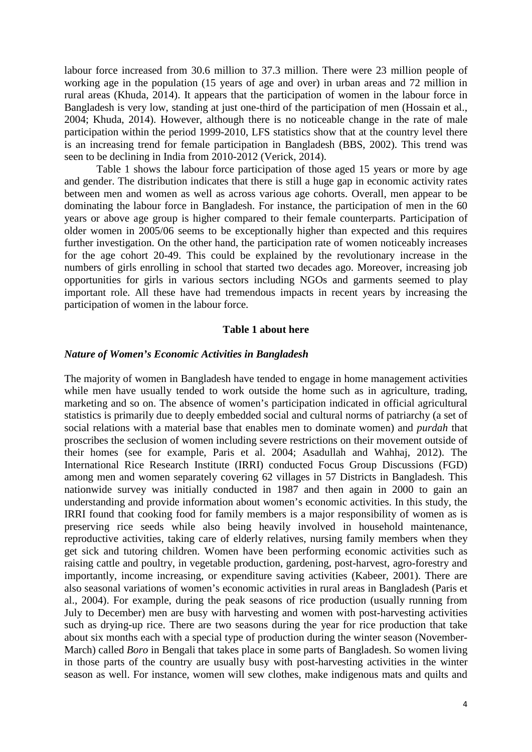labour force increased from 30.6 million to 37.3 million. There were 23 million people of working age in the population (15 years of age and over) in urban areas and 72 million in rural areas (Khuda, 2014). It appears that the participation of women in the labour force in Bangladesh is very low, standing at just one-third of the participation of men (Hossain et al., 2004; Khuda, 2014). However, although there is no noticeable change in the rate of male participation within the period 1999-2010, LFS statistics show that at the country level there is an increasing trend for female participation in Bangladesh (BBS, 2002). This trend was seen to be declining in India from 2010-2012 (Verick, 2014).

Table 1 shows the labour force participation of those aged 15 years or more by age and gender. The distribution indicates that there is still a huge gap in economic activity rates between men and women as well as across various age cohorts. Overall, men appear to be dominating the labour force in Bangladesh. For instance, the participation of men in the 60 years or above age group is higher compared to their female counterparts. Participation of older women in 2005/06 seems to be exceptionally higher than expected and this requires further investigation. On the other hand, the participation rate of women noticeably increases for the age cohort 20-49. This could be explained by the revolutionary increase in the numbers of girls enrolling in school that started two decades ago. Moreover, increasing job opportunities for girls in various sectors including NGOs and garments seemed to play important role. All these have had tremendous impacts in recent years by increasing the participation of women in the labour force.

**Table 1 about here**

### *Nature of Women's Economic Activities in Bangladesh*

The majority of women in Bangladesh have tended to engage in home management activities while men have usually tended to work outside the home such as in agriculture, trading, marketing and so on. The absence of women's participation indicated in official agricultural statistics is primarily due to deeply embedded social and cultural norms of patriarchy (a set of social relations with a material base that enables men to dominate women) and *purdah* that proscribes the seclusion of women including severe restrictions on their movement outside of their homes (see for example, Paris et al. 2004; Asadullah and Wahhaj, 2012). The International Rice Research Institute (IRRI) conducted Focus Group Discussions (FGD) among men and women separately covering 62 villages in 57 Districts in Bangladesh. This nationwide survey was initially conducted in 1987 and then again in 2000 to gain an understanding and provide information about women's economic activities. In this study, the IRRI found that cooking food for family members is a major responsibility of women as is preserving rice seeds while also being heavily involved in household maintenance, reproductive activities, taking care of elderly relatives, nursing family members when they get sick and tutoring children. Women have been performing economic activities such as raising cattle and poultry, in vegetable production, gardening, post-harvest, agro-forestry and importantly, income increasing, or expenditure saving activities (Kabeer, 2001). There are also seasonal variations of women's economic activities in rural areas in Bangladesh (Paris et al., 2004). For example, during the peak seasons of rice production (usually running from July to December) men are busy with harvesting and women with post-harvesting activities such as drying-up rice. There are two seasons during the year for rice production that take about six months each with a special type of production during the winter season (November-March) called *Boro* in Bengali that takes place in some parts of Bangladesh. So women living in those parts of the country are usually busy with post-harvesting activities in the winter season as well. For instance, women will sew clothes, make indigenous mats and quilts and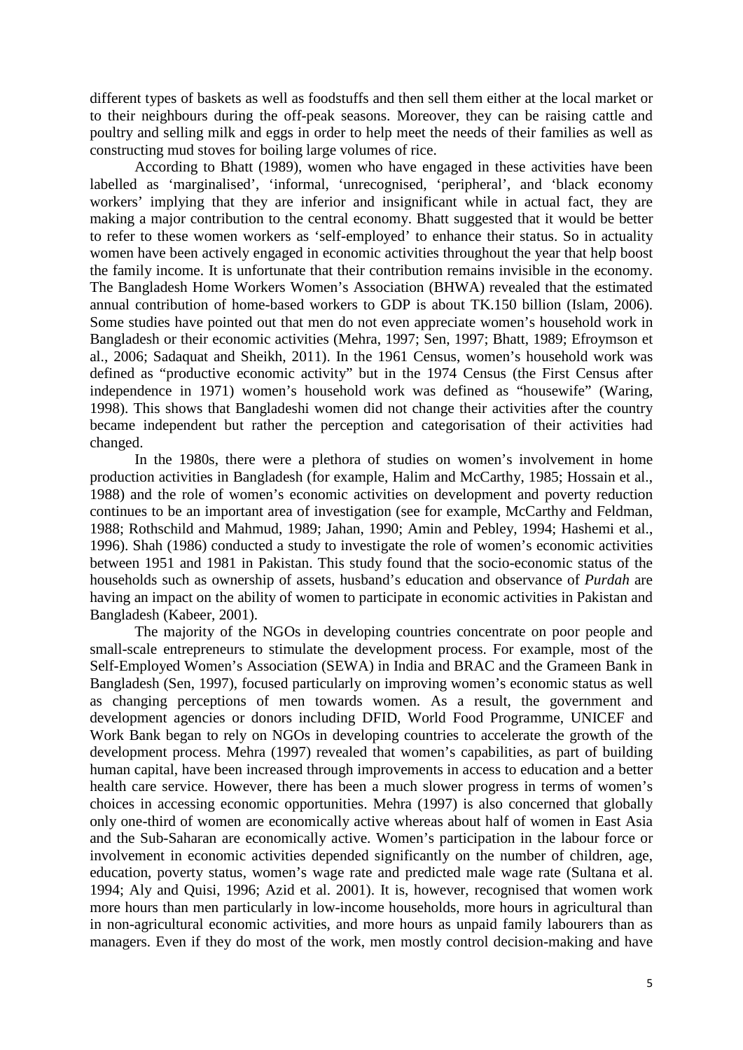different types of baskets as well as foodstuffs and then sell them either at the local market or to their neighbours during the off-peak seasons. Moreover, they can be raising cattle and poultry and selling milk and eggs in order to help meet the needs of their families as well as constructing mud stoves for boiling large volumes of rice.

According to Bhatt (1989), women who have engaged in these activities have been labelled as 'marginalised', 'informal, 'unrecognised, 'peripheral', and 'black economy workers' implying that they are inferior and insignificant while in actual fact, they are making a major contribution to the central economy. Bhatt suggested that it would be better to refer to these women workers as 'self-employed' to enhance their status. So in actuality women have been actively engaged in economic activities throughout the year that help boost the family income. It is unfortunate that their contribution remains invisible in the economy. The Bangladesh Home Workers Women's Association (BHWA) revealed that the estimated annual contribution of home-based workers to GDP is about TK.150 billion (Islam, 2006). Some studies have pointed out that men do not even appreciate women's household work in Bangladesh or their economic activities (Mehra, 1997; Sen, 1997; Bhatt, 1989; Efroymson et al., 2006; Sadaquat and Sheikh, 2011). In the 1961 Census, women's household work was defined as "productive economic activity" but in the 1974 Census (the First Census after independence in 1971) women's household work was defined as "housewife" (Waring, 1998). This shows that Bangladeshi women did not change their activities after the country became independent but rather the perception and categorisation of their activities had changed.

In the 1980s, there were a plethora of studies on women's involvement in home production activities in Bangladesh (for example, Halim and McCarthy, 1985; Hossain et al., 1988) and the role of women's economic activities on development and poverty reduction continues to be an important area of investigation (see for example, McCarthy and Feldman, 1988; Rothschild and Mahmud, 1989; Jahan, 1990; Amin and Pebley, 1994; Hashemi et al., 1996). Shah (1986) conducted a study to investigate the role of women's economic activities between 1951 and 1981 in Pakistan. This study found that the socio-economic status of the households such as ownership of assets, husband's education and observance of *Purdah* are having an impact on the ability of women to participate in economic activities in Pakistan and Bangladesh (Kabeer, 2001).

The majority of the NGOs in developing countries concentrate on poor people and small-scale entrepreneurs to stimulate the development process. For example, most of the Self-Employed Women's Association (SEWA) in India and BRAC and the Grameen Bank in Bangladesh (Sen, 1997), focused particularly on improving women's economic status as well as changing perceptions of men towards women. As a result, the government and development agencies or donors including DFID, World Food Programme, UNICEF and Work Bank began to rely on NGOs in developing countries to accelerate the growth of the development process. Mehra (1997) revealed that women's capabilities, as part of building human capital, have been increased through improvements in access to education and a better health care service. However, there has been a much slower progress in terms of women's choices in accessing economic opportunities. Mehra (1997) is also concerned that globally only one-third of women are economically active whereas about half of women in East Asia and the Sub-Saharan are economically active. Women's participation in the labour force or involvement in economic activities depended significantly on the number of children, age, education, poverty status, women's wage rate and predicted male wage rate (Sultana et al. 1994; Aly and Quisi, 1996; Azid et al. 2001). It is, however, recognised that women work more hours than men particularly in low-income households, more hours in agricultural than in non-agricultural economic activities, and more hours as unpaid family labourers than as managers. Even if they do most of the work, men mostly control decision-making and have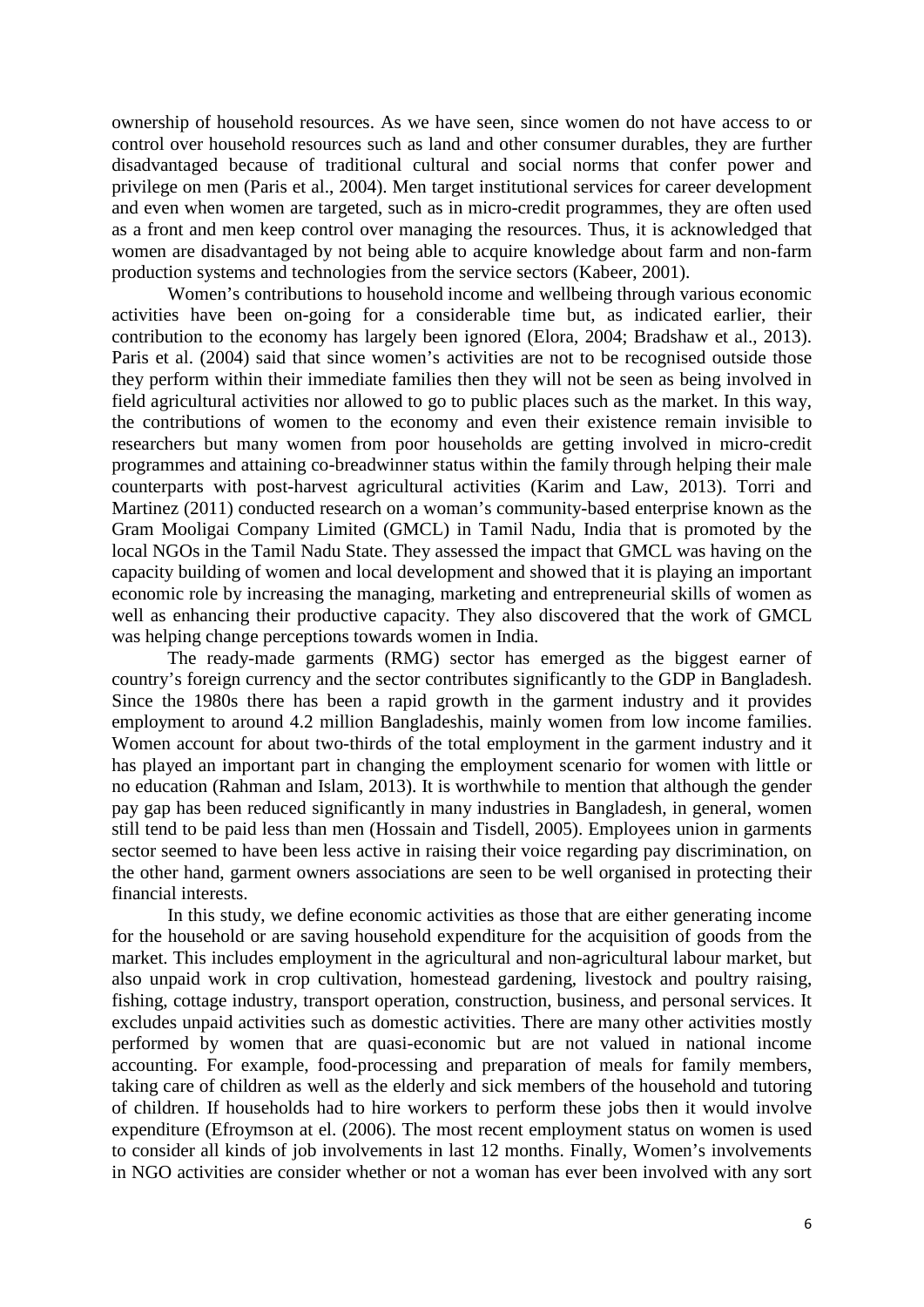ownership of household resources. As we have seen, since women do not have access to or control over household resources such as land and other consumer durables, they are further disadvantaged because of traditional cultural and social norms that confer power and privilege on men (Paris et al., 2004). Men target institutional services for career development and even when women are targeted, such as in micro-credit programmes, they are often used as a front and men keep control over managing the resources. Thus, it is acknowledged that women are disadvantaged by not being able to acquire knowledge about farm and non-farm production systems and technologies from the service sectors (Kabeer, 2001).

Women's contributions to household income and wellbeing through various economic activities have been on-going for a considerable time but, as indicated earlier, their contribution to the economy has largely been ignored (Elora, 2004; Bradshaw et al., 2013). Paris et al. (2004) said that since women's activities are not to be recognised outside those they perform within their immediate families then they will not be seen as being involved in field agricultural activities nor allowed to go to public places such as the market. In this way, the contributions of women to the economy and even their existence remain invisible to researchers but many women from poor households are getting involved in micro-credit programmes and attaining co-breadwinner status within the family through helping their male counterparts with post-harvest agricultural activities (Karim and Law, 2013). Torri and Martinez (2011) conducted research on a woman's community-based enterprise known as the Gram Mooligai Company Limited (GMCL) in Tamil Nadu, India that is promoted by the local NGOs in the Tamil Nadu State. They assessed the impact that GMCL was having on the capacity building of women and local development and showed that it is playing an important economic role by increasing the managing, marketing and entrepreneurial skills of women as well as enhancing their productive capacity. They also discovered that the work of GMCL was helping change perceptions towards women in India.

The ready-made garments (RMG) sector has emerged as the biggest earner of country's foreign currency and the sector contributes significantly to the GDP in Bangladesh. Since the 1980s there has been a rapid growth in the garment industry and it provides employment to around 4.2 million Bangladeshis, mainly women from low income families. Women account for about two-thirds of the total employment in the garment industry and it has played an important part in changing the employment scenario for women with little or no education (Rahman and Islam, 2013). It is worthwhile to mention that although the gender pay gap has been reduced significantly in many industries in Bangladesh, in general, women still tend to be paid less than men (Hossain and Tisdell, 2005). Employees union in garments sector seemed to have been less active in raising their voice regarding pay discrimination, on the other hand, garment owners associations are seen to be well organised in protecting their financial interests.

In this study, we define economic activities as those that are either generating income for the household or are saving household expenditure for the acquisition of goods from the market. This includes employment in the agricultural and non-agricultural labour market, but also unpaid work in crop cultivation, homestead gardening, livestock and poultry raising, fishing, cottage industry, transport operation, construction, business, and personal services. It excludes unpaid activities such as domestic activities. There are many other activities mostly performed by women that are quasi-economic but are not valued in national income accounting. For example, food-processing and preparation of meals for family members, taking care of children as well as the elderly and sick members of the household and tutoring of children. If households had to hire workers to perform these jobs then it would involve expenditure (Efroymson at el. (2006). The most recent employment status on women is used to consider all kinds of job involvements in last 12 months. Finally, Women's involvements in NGO activities are consider whether or not a woman has ever been involved with any sort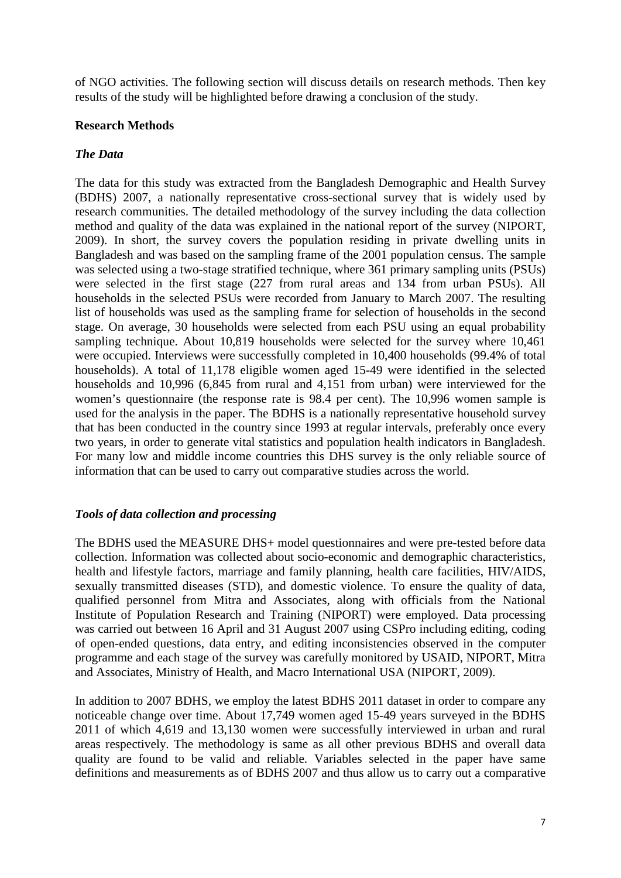of NGO activities. The following section will discuss details on research methods. Then key results of the study will be highlighted before drawing a conclusion of the study.

## Research Methods

### *The Data*

The data for this study was extracted from the Bangladesh Demographic and Health Survey (BDHS) 2007, a nationally representative cross-sectional survey that is widely used by research communities. The detailed methodology of the survey including the data collection method and quality of the data was explained in the national report of the survey (NIPORT, 2009). In short, the survey covers the population residing in private dwelling units in Bangladesh and was based on the sampling frame of the 2001 population census. The sample was selected using a two-stage stratified technique, where 361 primary sampling units (PSUs) were selected in the first stage (227 from rural areas and 134 from urban PSUs). All households in the selected PSUs were recorded from January to March 2007. The resulting list of households was used as the sampling frame for selection of households in the second stage. On average, 30 households were selected from each PSU using an equal probability sampling technique. About 10,819 households were selected for the survey where 10,461 were occupied. Interviews were successfully completed in 10,400 households (99.4% of total households). A total of 11,178 eligible women aged 15-49 were identified in the selected households and 10,996 (6,845 from rural and 4,151 from urban) were interviewed for the women's questionnaire (the response rate is 98.4 per cent). The 10,996 women sample is used for the analysis in the paper. The BDHS is a nationally representative household survey that has been conducted in the country since 1993 at regular intervals, preferably once every two years, in order to generate vital statistics and population health indicators in Bangladesh. For many low and middle income countries this DHS survey is the only reliable source of information that can be used to carry out comparative studies across the world.

### *Tools of data collection and processing*

The BDHS used the MEASURE DHS+ model questionnaires and were pre-tested before data collection. Information was collected about socio-economic and demographic characteristics, health and lifestyle factors, marriage and family planning, health care facilities, HIV/AIDS, sexually transmitted diseases (STD), and domestic violence. To ensure the quality of data, qualified personnel from Mitra and Associates, along with officials from the National Institute of Population Research and Training (NIPORT) were employed. Data processing was carried out between 16 April and 31 August 2007 using CSPro including editing, coding of open-ended questions, data entry, and editing inconsistencies observed in the computer programme and each stage of the survey was carefully monitored by USAID, NIPORT, Mitra and Associates, Ministry of Health, and Macro International USA (NIPORT, 2009).

In addition to 2007 BDHS, we employ the latest BDHS 2011 dataset in order to compare any noticeable change over time. About 17,749 women aged 15-49 years surveyed in the BDHS 2011 of which 4,619 and 13,130 women were successfully interviewed in urban and rural areas respectively. The methodology is same as all other previous BDHS and overall data quality are found to be valid and reliable. Variables selected in the paper have same definitions and measurements as of BDHS 2007 and thus allow us to carry out a comparative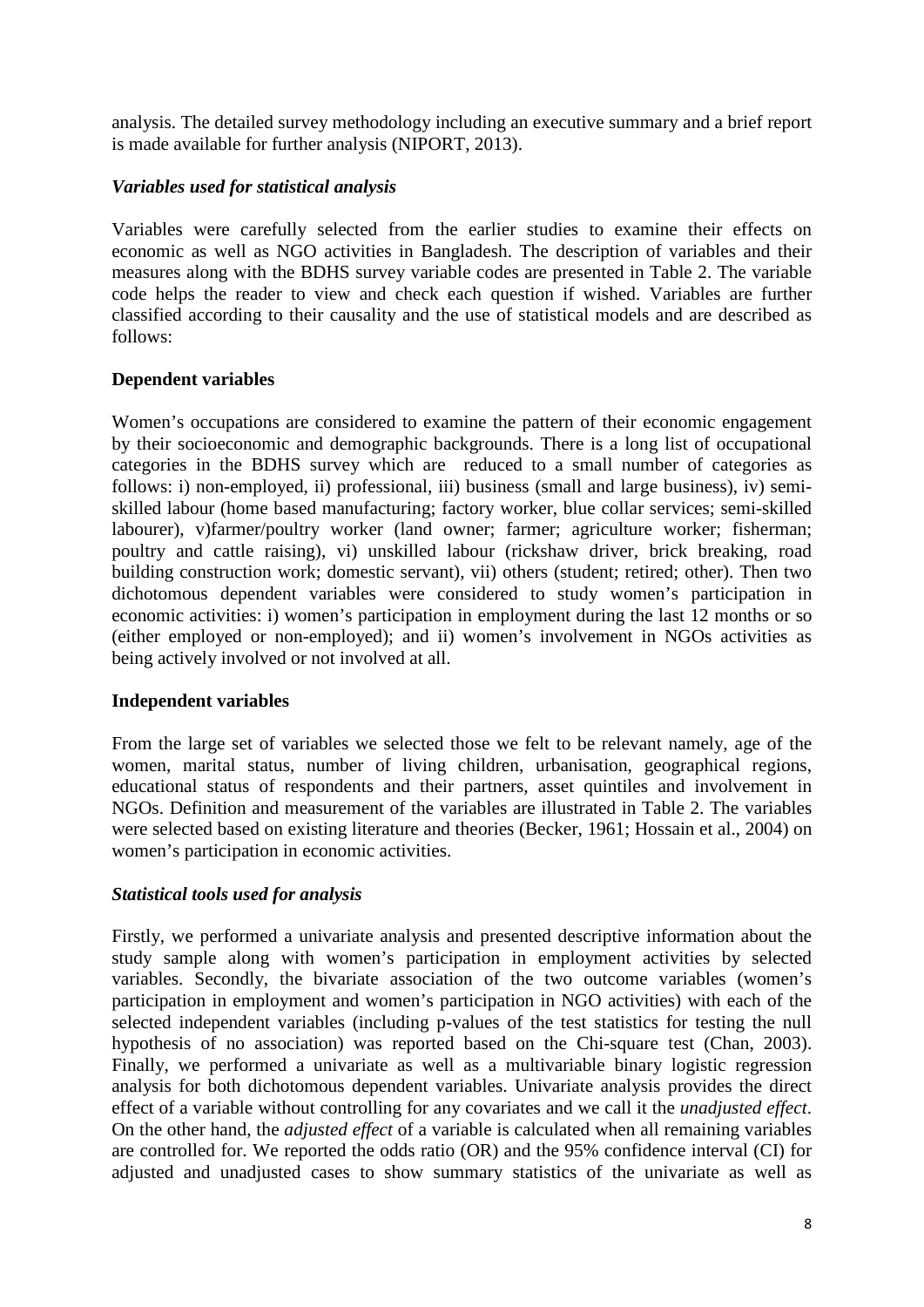analysis. The detailed survey methodology including an executive summary and a brief report is made available for further analysis (NIPORT, 2013).

### *Variables used for statistical analysis*

Variables were carefully selected from the earlier studies to examine their effects on economic as well as NGO activities in Bangladesh. The description of variables and their measures along with the BDHS survey variable codes are presented in Table 2. The variable code helps the reader to view and check each question if wished. Variables are further classified according to their causality and the use of statistical models and are described as follows:

### **Dependent variables**

Women's occupations are considered to examine the pattern of their economic engagement by their socioeconomic and demographic backgrounds. There is a long list of occupational categories in the BDHS survey which are reduced to a small number of categories as follows: i) non-employed, ii) professional, iii) business (small and large business), iv) semi-skilled labour (home based manufacturing; factory worker, blue collar services; semi-skilled labourer), v)farmer/poultry worker (land owner; farmer; agriculture worker; fisherman; poultry and cattle raising), vi) unskilled labour (rickshaw driver, brick breaking, road building construction work; domestic servant), vii) others (student; retired; other). Then two dichotomous dependent variables were considered to study women's participation in economic activities: i) women's participation in employment during the last 12 months or so (either employed or non-employed); and ii) women's involvement in NGOs activities as being actively involved or not involved at all.

### **Independent variables**

From the large set of variables we selected those we felt to be relevant namely, age of the women, marital status, number of living children, urbanisation, geographical regions, educational status of respondents and their partners, asset quintiles and involvement in NGOs. Definition and measurement of the variables are illustrated in Table 2. The variables were selected based on existing literature and theories (Becker, 1961; Hossain et al., 2004) on women's participation in economic activities.

### *Statistical tools used for analysis*

Firstly, we performed a univariate analysis and presented descriptive information about the study sample along with women's participation in employment activities by selected variables. Secondly, the bivariate association of the two outcome variables (women's participation in employment and women's participation in NGO activities) with each of the selected independent variables (including p-values of the test statistics for testing the null hypothesis of no association) was reported based on the Chi-square test (Chan, 2003). Finally, we performed a univariate as well as a multivariable binary logistic regression analysis for both dichotomous dependent variables. Univariate analysis provides the direct effect of a variable without controlling for any covariates and we call it the *unadjusted effect*. On the other hand, the *adjusted effect* of a variable is calculated when all remaining variables are controlled for. We reported the odds ratio (OR) and the 95% confidence interval (CI) for adjusted and unadjusted cases to show summary statistics of the univariate as well as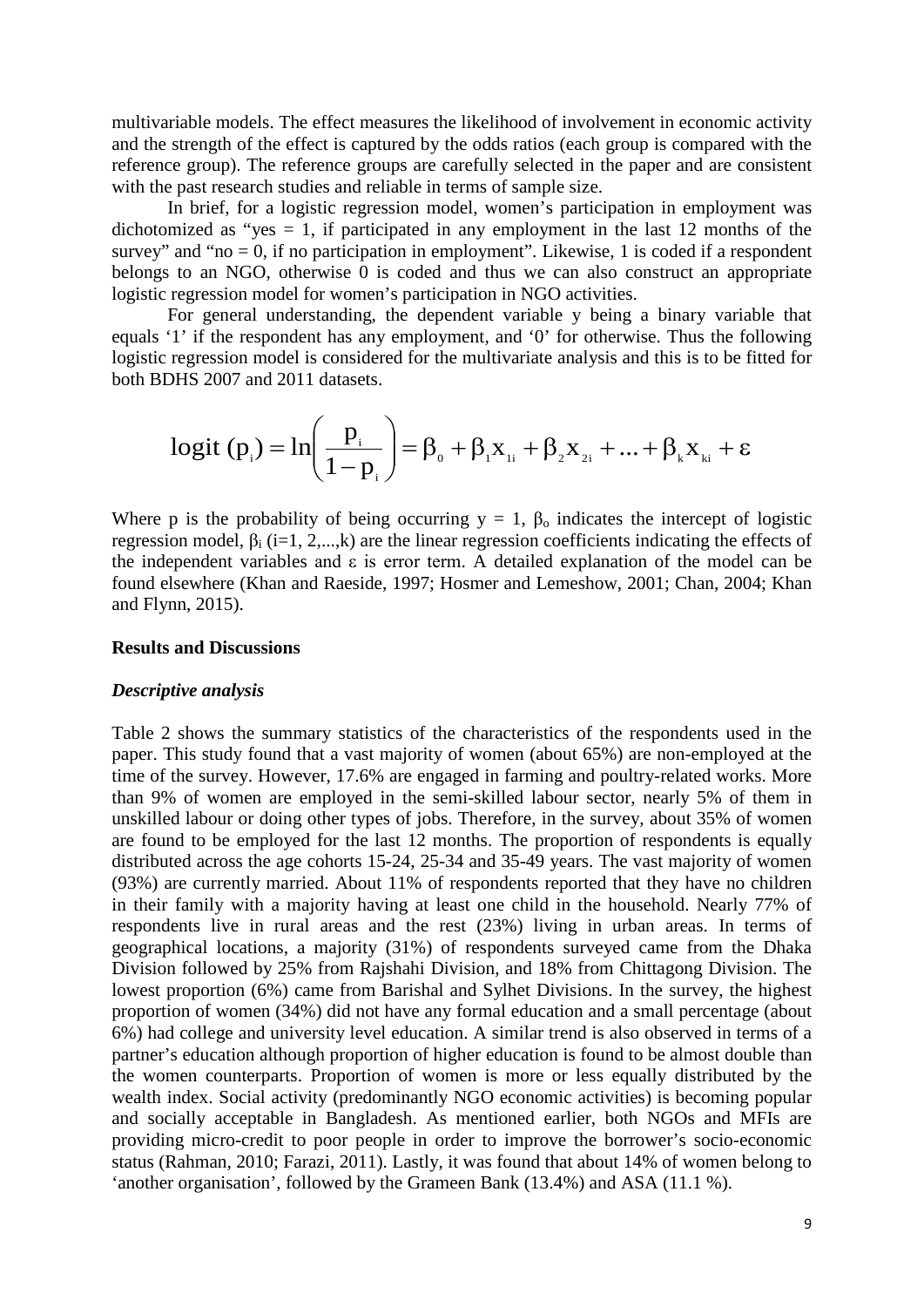multivariable models. The effect measures the likelihood of involvement in economic activity and the strength of the effect is captured by the odds ratios (each group is compared with the reference group). The reference groups are carefully selected in the paper and are consistent with the past research studies and reliable in terms of sample size.

In brief, for a logistic regression model, women's participation in employment was dichotomized as "yes = 1, if participated in any employment in the last 12 months of the survey" and "no = 0, if no participation in employment". Likewise, 1 is coded if a respondent belongs to an NGO, otherwise 0 is coded and thus we can also construct an appropriate logistic regression model for women's participation in NGO activities.

For general understanding, the dependent variable y being a binary variable that equals '1' if the respondent has any employment, and '0' for otherwise. Thus the following logistic regression model is considered for the multivariate analysis and this is to be fitted for both BDHS 2007 and 2011 datasets.

$$\text{logit}\,(p_i) = \ln\left(\frac{p_i}{1-p_i}\right) = \beta_0 + \beta_1 x_{1i} + \beta_2 x_{2i} + \ldots + \beta_k x_{ki} + \varepsilon$$

Where p is the probability of being occurring $y = 1$, $\beta_o$ indicates the intercept of logistic regression model, $\beta_i$ (i=1, 2,...,k) are the linear regression coefficients indicating the effects of the independent variables and $\varepsilon$ is error term. A detailed explanation of the model can be found elsewhere (Khan and Raeside, 1997; Hosmer and Lemeshow, 2001; Chan, 2004; Khan and Flynn, 2015).

## Results and Discussions

### *Descriptive analysis*

Table 2 shows the summary statistics of the characteristics of the respondents used in the paper. This study found that a vast majority of women (about 65%) are non-employed at the time of the survey. However, 17.6% are engaged in farming and poultry-related works. More than 9% of women are employed in the semi-skilled labour sector, nearly 5% of them in unskilled labour or doing other types of jobs. Therefore, in the survey, about 35% of women are found to be employed for the last 12 months. The proportion of respondents is equally distributed across the age cohorts 15-24, 25-34 and 35-49 years. The vast majority of women (93%) are currently married. About 11% of respondents reported that they have no children in their family with a majority having at least one child in the household. Nearly 77% of respondents live in rural areas and the rest (23%) living in urban areas. In terms of geographical locations, a majority (31%) of respondents surveyed came from the Dhaka Division followed by 25% from Rajshahi Division, and 18% from Chittagong Division. The lowest proportion (6%) came from Barishal and Sylhet Divisions. In the survey, the highest proportion of women (34%) did not have any formal education and a small percentage (about 6%) had college and university level education. A similar trend is also observed in terms of a partner's education although proportion of higher education is found to be almost double than the women counterparts. Proportion of women is more or less equally distributed by the wealth index. Social activity (predominantly NGO economic activities) is becoming popular and socially acceptable in Bangladesh. As mentioned earlier, both NGOs and MFIs are providing micro-credit to poor people in order to improve the borrower's socio-economic status (Rahman, 2010; Farazi, 2011). Lastly, it was found that about 14% of women belong to 'another organisation', followed by the Grameen Bank (13.4%) and ASA (11.1 %).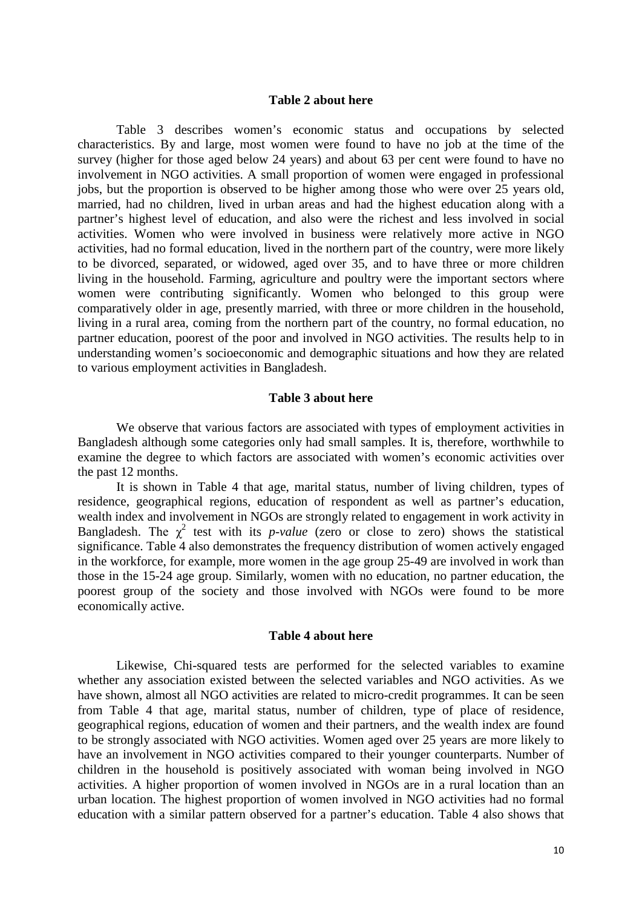**Table 2 about here**

Table 3 describes women's economic status and occupations by selected characteristics. By and large, most women were found to have no job at the time of the survey (higher for those aged below 24 years) and about 63 per cent were found to have no involvement in NGO activities. A small proportion of women were engaged in professional jobs, but the proportion is observed to be higher among those who were over 25 years old, married, had no children, lived in urban areas and had the highest education along with a partner's highest level of education, and also were the richest and less involved in social activities. Women who were involved in business were relatively more active in NGO activities, had no formal education, lived in the northern part of the country, were more likely to be divorced, separated, or widowed, aged over 35, and to have three or more children living in the household. Farming, agriculture and poultry were the important sectors where women were contributing significantly. Women who belonged to this group were comparatively older in age, presently married, with three or more children in the household, living in a rural area, coming from the northern part of the country, no formal education, no partner education, poorest of the poor and involved in NGO activities. The results help to in understanding women's socioeconomic and demographic situations and how they are related to various employment activities in Bangladesh.

**Table 3 about here**

We observe that various factors are associated with types of employment activities in Bangladesh although some categories only had small samples. It is, therefore, worthwhile to examine the degree to which factors are associated with women's economic activities over the past 12 months.

It is shown in Table 4 that age, marital status, number of living children, types of residence, geographical regions, education of respondent as well as partner's education, wealth index and involvement in NGOs are strongly related to engagement in work activity in Bangladesh. The $\chi^2$ test with its *p-value* (zero or close to zero) shows the statistical significance. Table 4 also demonstrates the frequency distribution of women actively engaged in the workforce, for example, more women in the age group 25-49 are involved in work than those in the 15-24 age group. Similarly, women with no education, no partner education, the poorest group of the society and those involved with NGOs were found to be more economically active.

**Table 4 about here**

Likewise, Chi-squared tests are performed for the selected variables to examine whether any association existed between the selected variables and NGO activities. As we have shown, almost all NGO activities are related to micro-credit programmes. It can be seen from Table 4 that age, marital status, number of children, type of place of residence, geographical regions, education of women and their partners, and the wealth index are found to be strongly associated with NGO activities. Women aged over 25 years are more likely to have an involvement in NGO activities compared to their younger counterparts. Number of children in the household is positively associated with woman being involved in NGO activities. A higher proportion of women involved in NGOs are in a rural location than an urban location. The highest proportion of women involved in NGO activities had no formal education with a similar pattern observed for a partner's education. Table 4 also shows that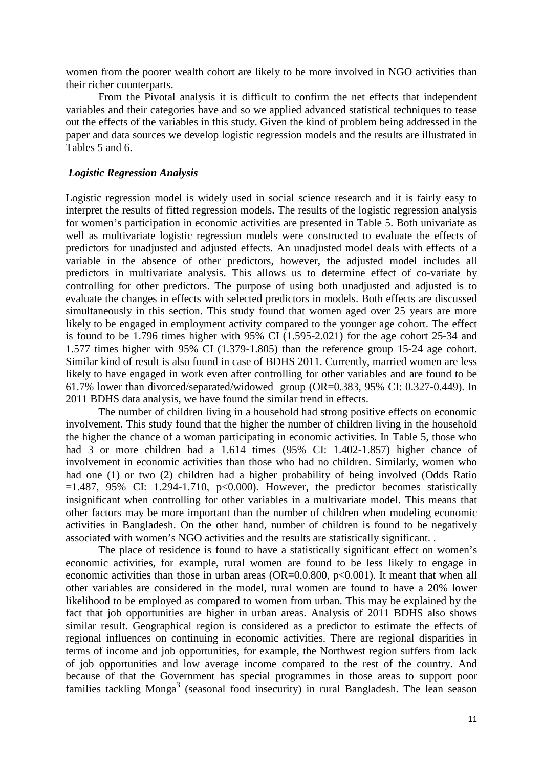women from the poorer wealth cohort are likely to be more involved in NGO activities than their richer counterparts.

From the Pivotal analysis it is difficult to confirm the net effects that independent variables and their categories have and so we applied advanced statistical techniques to tease out the effects of the variables in this study. Given the kind of problem being addressed in the paper and data sources we develop logistic regression models and the results are illustrated in Tables 5 and 6.

### *Logistic Regression Analysis*

Logistic regression model is widely used in social science research and it is fairly easy to interpret the results of fitted regression models. The results of the logistic regression analysis for women's participation in economic activities are presented in Table 5. Both univariate as well as multivariate logistic regression models were constructed to evaluate the effects of predictors for unadjusted and adjusted effects. An unadjusted model deals with effects of a variable in the absence of other predictors, however, the adjusted model includes all predictors in multivariate analysis. This allows us to determine effect of co-variate by controlling for other predictors. The purpose of using both unadjusted and adjusted is to evaluate the changes in effects with selected predictors in models. Both effects are discussed simultaneously in this section. This study found that women aged over 25 years are more likely to be engaged in employment activity compared to the younger age cohort. The effect is found to be 1.796 times higher with 95% CI (1.595-2.021) for the age cohort 25-34 and 1.577 times higher with 95% CI (1.379-1.805) than the reference group 15-24 age cohort. Similar kind of result is also found in case of BDHS 2011. Currently, married women are less likely to have engaged in work even after controlling for other variables and are found to be 61.7% lower than divorced/separated/widowed group (OR=0.383, 95% CI: 0.327-0.449). In 2011 BDHS data analysis, we have found the similar trend in effects.

The number of children living in a household had strong positive effects on economic involvement. This study found that the higher the number of children living in the household the higher the chance of a woman participating in economic activities. In Table 5, those who had 3 or more children had a 1.614 times (95% CI: 1.402-1.857) higher chance of involvement in economic activities than those who had no children. Similarly, women who had one (1) or two (2) children had a higher probability of being involved (Odds Ratio =1.487, 95% CI: 1.294-1.710, $p<0.000$). However, the predictor becomes statistically insignificant when controlling for other variables in a multivariate model. This means that other factors may be more important than the number of children when modeling economic activities in Bangladesh. On the other hand, number of children is found to be negatively associated with women's NGO activities and the results are statistically significant. .

The place of residence is found to have a statistically significant effect on women's economic activities, for example, rural women are found to be less likely to engage in economic activities than those in urban areas (OR=0.0.800, $p<0.001$). It meant that when all other variables are considered in the model, rural women are found to have a 20% lower likelihood to be employed as compared to women from urban. This may be explained by the fact that job opportunities are higher in urban areas. Analysis of 2011 BDHS also shows similar result. Geographical region is considered as a predictor to estimate the effects of regional influences on continuing in economic activities. There are regional disparities in terms of income and job opportunities, for example, the Northwest region suffers from lack of job opportunities and low average income compared to the rest of the country. And because of that the Government has special programmes in those areas to support poor families tackling Monga[3] (seasonal food insecurity) in rural Bangladesh. The lean season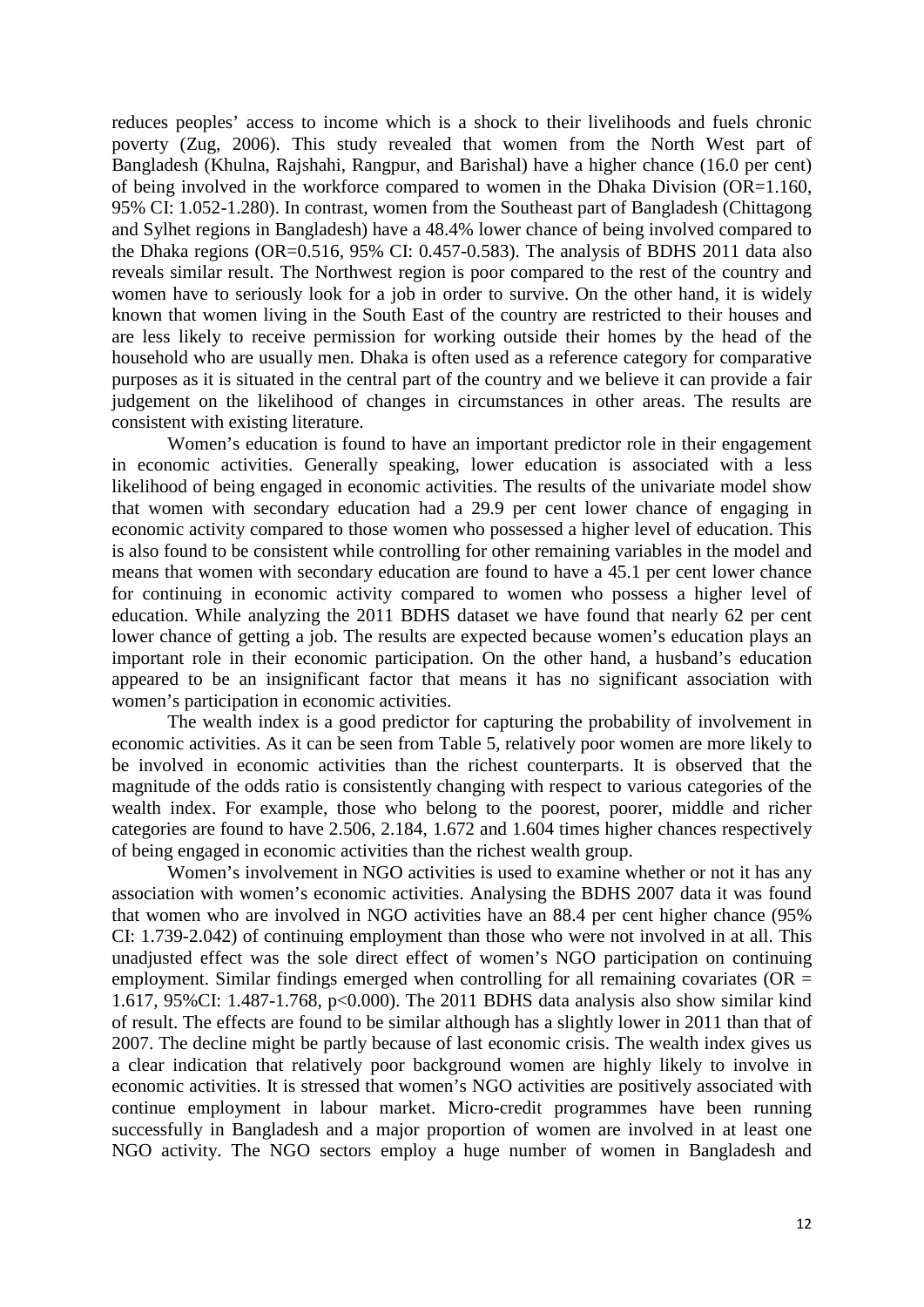reduces peoples' access to income which is a shock to their livelihoods and fuels chronic poverty (Zug, 2006). This study revealed that women from the North West part of Bangladesh (Khulna, Rajshahi, Rangpur, and Barishal) have a higher chance (16.0 per cent) of being involved in the workforce compared to women in the Dhaka Division (OR=1.160, 95% CI: 1.052-1.280). In contrast, women from the Southeast part of Bangladesh (Chittagong and Sylhet regions in Bangladesh) have a 48.4% lower chance of being involved compared to the Dhaka regions (OR=0.516, 95% CI: 0.457-0.583). The analysis of BDHS 2011 data also reveals similar result. The Northwest region is poor compared to the rest of the country and women have to seriously look for a job in order to survive. On the other hand, it is widely known that women living in the South East of the country are restricted to their houses and are less likely to receive permission for working outside their homes by the head of the household who are usually men. Dhaka is often used as a reference category for comparative purposes as it is situated in the central part of the country and we believe it can provide a fair judgement on the likelihood of changes in circumstances in other areas. The results are consistent with existing literature.

Women's education is found to have an important predictor role in their engagement in economic activities. Generally speaking, lower education is associated with a less likelihood of being engaged in economic activities. The results of the univariate model show that women with secondary education had a 29.9 per cent lower chance of engaging in economic activity compared to those women who possessed a higher level of education. This is also found to be consistent while controlling for other remaining variables in the model and means that women with secondary education are found to have a 45.1 per cent lower chance for continuing in economic activity compared to women who possess a higher level of education. While analyzing the 2011 BDHS dataset we have found that nearly 62 per cent lower chance of getting a job. The results are expected because women's education plays an important role in their economic participation. On the other hand, a husband's education appeared to be an insignificant factor that means it has no significant association with women's participation in economic activities.

The wealth index is a good predictor for capturing the probability of involvement in economic activities. As it can be seen from Table 5, relatively poor women are more likely to be involved in economic activities than the richest counterparts. It is observed that the magnitude of the odds ratio is consistently changing with respect to various categories of the wealth index. For example, those who belong to the poorest, poorer, middle and richer categories are found to have 2.506, 2.184, 1.672 and 1.604 times higher chances respectively of being engaged in economic activities than the richest wealth group.

Women's involvement in NGO activities is used to examine whether or not it has any association with women's economic activities. Analysing the BDHS 2007 data it was found that women who are involved in NGO activities have an 88.4 per cent higher chance (95% CI: 1.739-2.042) of continuing employment than those who were not involved in at all. This unadjusted effect was the sole direct effect of women's NGO participation on continuing employment. Similar findings emerged when controlling for all remaining covariates (OR = 1.617, 95%CI: 1.487-1.768, $p<0.000$). The 2011 BDHS data analysis also show similar kind of result. The effects are found to be similar although has a slightly lower in 2011 than that of 2007. The decline might be partly because of last economic crisis. The wealth index gives us a clear indication that relatively poor background women are highly likely to involve in economic activities. It is stressed that women's NGO activities are positively associated with continue employment in labour market. Micro-credit programmes have been running successfully in Bangladesh and a major proportion of women are involved in at least one NGO activity. The NGO sectors employ a huge number of women in Bangladesh and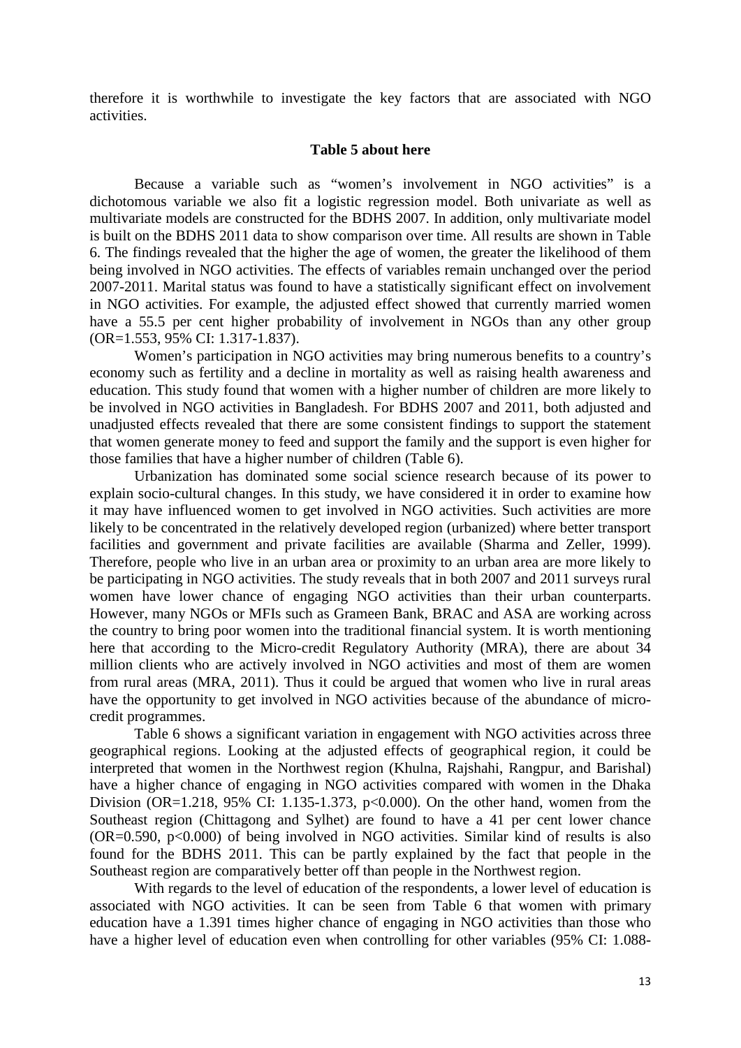therefore it is worthwhile to investigate the key factors that are associated with NGO activities.

**Table 5 about here**

Because a variable such as "women's involvement in NGO activities" is a dichotomous variable we also fit a logistic regression model. Both univariate as well as multivariate models are constructed for the BDHS 2007. In addition, only multivariate model is built on the BDHS 2011 data to show comparison over time. All results are shown in Table 6. The findings revealed that the higher the age of women, the greater the likelihood of them being involved in NGO activities. The effects of variables remain unchanged over the period 2007-2011. Marital status was found to have a statistically significant effect on involvement in NGO activities. For example, the adjusted effect showed that currently married women have a 55.5 per cent higher probability of involvement in NGOs than any other group (OR=1.553, 95% CI: 1.317-1.837).

Women's participation in NGO activities may bring numerous benefits to a country's economy such as fertility and a decline in mortality as well as raising health awareness and education. This study found that women with a higher number of children are more likely to be involved in NGO activities in Bangladesh. For BDHS 2007 and 2011, both adjusted and unadjusted effects revealed that there are some consistent findings to support the statement that women generate money to feed and support the family and the support is even higher for those families that have a higher number of children (Table 6).

Urbanization has dominated some social science research because of its power to explain socio-cultural changes. In this study, we have considered it in order to examine how it may have influenced women to get involved in NGO activities. Such activities are more likely to be concentrated in the relatively developed region (urbanized) where better transport facilities and government and private facilities are available (Sharma and Zeller, 1999). Therefore, people who live in an urban area or proximity to an urban area are more likely to be participating in NGO activities. The study reveals that in both 2007 and 2011 surveys rural women have lower chance of engaging NGO activities than their urban counterparts. However, many NGOs or MFIs such as Grameen Bank, BRAC and ASA are working across the country to bring poor women into the traditional financial system. It is worth mentioning here that according to the Micro-credit Regulatory Authority (MRA), there are about 34 million clients who are actively involved in NGO activities and most of them are women from rural areas (MRA, 2011). Thus it could be argued that women who live in rural areas have the opportunity to get involved in NGO activities because of the abundance of micro-credit programmes.

Table 6 shows a significant variation in engagement with NGO activities across three geographical regions. Looking at the adjusted effects of geographical region, it could be interpreted that women in the Northwest region (Khulna, Rajshahi, Rangpur, and Barishal) have a higher chance of engaging in NGO activities compared with women in the Dhaka Division (OR=1.218, 95% CI: 1.135-1.373, $p<0.000$). On the other hand, women from the Southeast region (Chittagong and Sylhet) are found to have a 41 per cent lower chance (OR=0.590, $p<0.000$) of being involved in NGO activities. Similar kind of results is also found for the BDHS 2011. This can be partly explained by the fact that people in the Southeast region are comparatively better off than people in the Northwest region.

With regards to the level of education of the respondents, a lower level of education is associated with NGO activities. It can be seen from Table 6 that women with primary education have a 1.391 times higher chance of engaging in NGO activities than those who have a higher level of education even when controlling for other variables (95% CI: 1.088-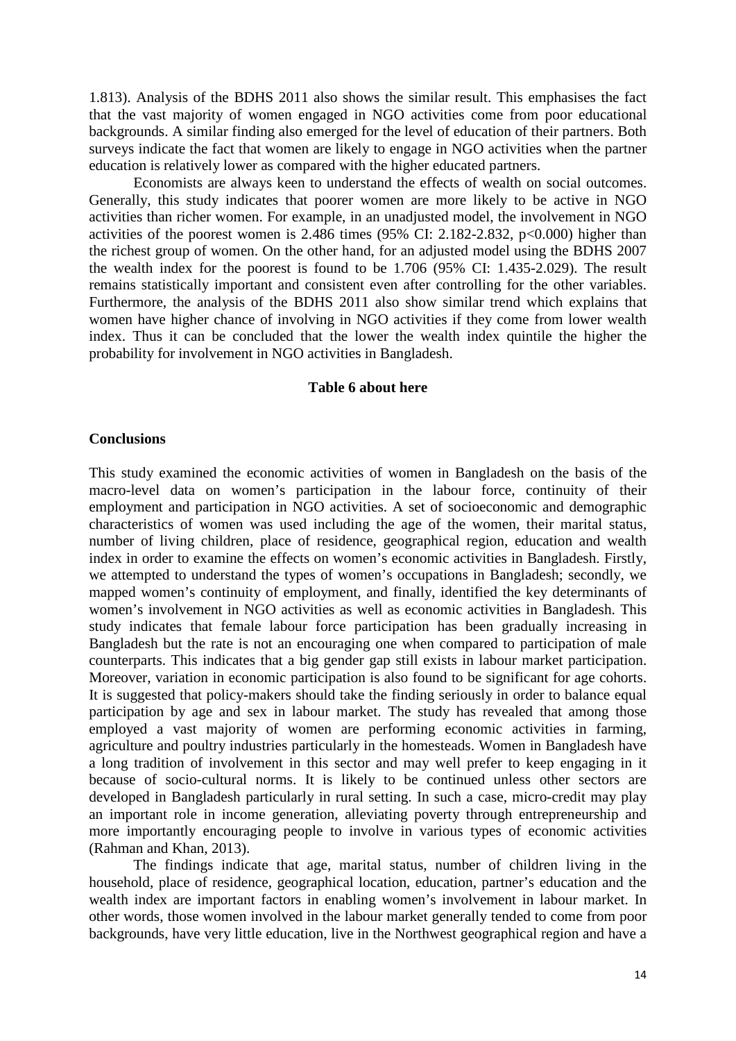1.813). Analysis of the BDHS 2011 also shows the similar result. This emphasises the fact that the vast majority of women engaged in NGO activities come from poor educational backgrounds. A similar finding also emerged for the level of education of their partners. Both surveys indicate the fact that women are likely to engage in NGO activities when the partner education is relatively lower as compared with the higher educated partners.

Economists are always keen to understand the effects of wealth on social outcomes. Generally, this study indicates that poorer women are more likely to be active in NGO activities than richer women. For example, in an unadjusted model, the involvement in NGO activities of the poorest women is 2.486 times (95% CI: 2.182-2.832, $p<0.000$) higher than the richest group of women. On the other hand, for an adjusted model using the BDHS 2007 the wealth index for the poorest is found to be 1.706 (95% CI: 1.435-2.029). The result remains statistically important and consistent even after controlling for the other variables. Furthermore, the analysis of the BDHS 2011 also show similar trend which explains that women have higher chance of involving in NGO activities if they come from lower wealth index. Thus it can be concluded that the lower the wealth index quintile the higher the probability for involvement in NGO activities in Bangladesh.

**Table 6 about here**

## Conclusions

This study examined the economic activities of women in Bangladesh on the basis of the macro-level data on women's participation in the labour force, continuity of their employment and participation in NGO activities. A set of socioeconomic and demographic characteristics of women was used including the age of the women, their marital status, number of living children, place of residence, geographical region, education and wealth index in order to examine the effects on women's economic activities in Bangladesh. Firstly, we attempted to understand the types of women's occupations in Bangladesh; secondly, we mapped women's continuity of employment, and finally, identified the key determinants of women's involvement in NGO activities as well as economic activities in Bangladesh. This study indicates that female labour force participation has been gradually increasing in Bangladesh but the rate is not an encouraging one when compared to participation of male counterparts. This indicates that a big gender gap still exists in labour market participation. Moreover, variation in economic participation is also found to be significant for age cohorts. It is suggested that policy-makers should take the finding seriously in order to balance equal participation by age and sex in labour market. The study has revealed that among those employed a vast majority of women are performing economic activities in farming, agriculture and poultry industries particularly in the homesteads. Women in Bangladesh have a long tradition of involvement in this sector and may well prefer to keep engaging in it because of socio-cultural norms. It is likely to be continued unless other sectors are developed in Bangladesh particularly in rural setting. In such a case, micro-credit may play an important role in income generation, alleviating poverty through entrepreneurship and more importantly encouraging people to involve in various types of economic activities (Rahman and Khan, 2013).

The findings indicate that age, marital status, number of children living in the household, place of residence, geographical location, education, partner's education and the wealth index are important factors in enabling women's involvement in labour market. In other words, those women involved in the labour market generally tended to come from poor backgrounds, have very little education, live in the Northwest geographical region and have a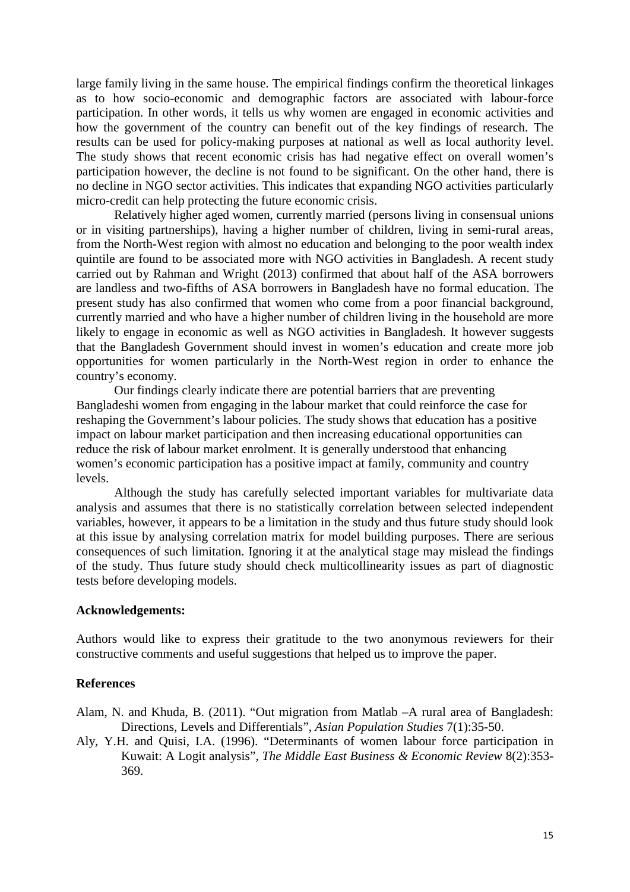large family living in the same house. The empirical findings confirm the theoretical linkages as to how socio-economic and demographic factors are associated with labour-force participation. In other words, it tells us why women are engaged in economic activities and how the government of the country can benefit out of the key findings of research. The results can be used for policy-making purposes at national as well as local authority level. The study shows that recent economic crisis has had negative effect on overall women's participation however, the decline is not found to be significant. On the other hand, there is no decline in NGO sector activities. This indicates that expanding NGO activities particularly micro-credit can help protecting the future economic crisis.

Relatively higher aged women, currently married (persons living in consensual unions or in visiting partnerships), having a higher number of children, living in semi-rural areas, from the North-West region with almost no education and belonging to the poor wealth index quintile are found to be associated more with NGO activities in Bangladesh. A recent study carried out by Rahman and Wright (2013) confirmed that about half of the ASA borrowers are landless and two-fifths of ASA borrowers in Bangladesh have no formal education. The present study has also confirmed that women who come from a poor financial background, currently married and who have a higher number of children living in the household are more likely to engage in economic as well as NGO activities in Bangladesh. It however suggests that the Bangladesh Government should invest in women's education and create more job opportunities for women particularly in the North-West region in order to enhance the country's economy.

Our findings clearly indicate there are potential barriers that are preventing Bangladeshi women from engaging in the labour market that could reinforce the case for reshaping the Government's labour policies. The study shows that education has a positive impact on labour market participation and then increasing educational opportunities can reduce the risk of labour market enrolment. It is generally understood that enhancing women's economic participation has a positive impact at family, community and country levels.

Although the study has carefully selected important variables for multivariate data analysis and assumes that there is no statistically correlation between selected independent variables, however, it appears to be a limitation in the study and thus future study should look at this issue by analysing correlation matrix for model building purposes. There are serious consequences of such limitation. Ignoring it at the analytical stage may mislead the findings of the study. Thus future study should check multicollinearity issues as part of diagnostic tests before developing models.

**Acknowledgements:**

Authors would like to express their gratitude to the two anonymous reviewers for their constructive comments and useful suggestions that helped us to improve the paper.

**References**

Alam, N. and Khuda, B. (2011). "Out migration from Matlab –A rural area of Bangladesh: Directions, Levels and Differentials", *Asian Population Studies* 7(1):35-50.

Aly, Y.H. and Quisi, I.A. (1996). "Determinants of women labour force participation in Kuwait: A Logit analysis", *The Middle East Business & Economic Review* 8(2):353-369.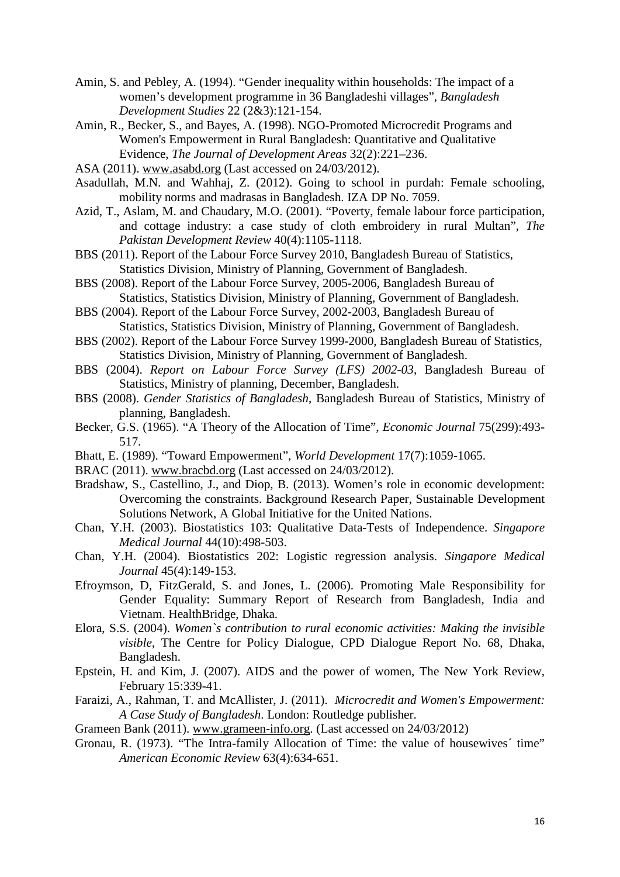Amin, S. and Pebley, A. (1994). "Gender inequality within households: The impact of a women's development programme in 36 Bangladeshi villages", *Bangladesh Development Studies* 22 (2&3):121-154.

Amin, R., Becker, S., and Bayes, A. (1998). NGO-Promoted Microcredit Programs and Women's Empowerment in Rural Bangladesh: Quantitative and Qualitative Evidence, *The Journal of Development Areas* 32(2):221–236.

ASA (2011). www.asabd.org (Last accessed on 24/03/2012).

Asadullah, M.N. and Wahhaj, Z. (2012). Going to school in purdah: Female schooling, mobility norms and madrasas in Bangladesh. IZA DP No. 7059.

Azid, T., Aslam, M. and Chaudary, M.O. (2001). "Poverty, female labour force participation, and cottage industry: a case study of cloth embroidery in rural Multan", *The Pakistan Development Review* 40(4):1105-1118.

BBS (2011). Report of the Labour Force Survey 2010, Bangladesh Bureau of Statistics, Statistics Division, Ministry of Planning, Government of Bangladesh.

BBS (2008). Report of the Labour Force Survey, 2005-2006, Bangladesh Bureau of Statistics, Statistics Division, Ministry of Planning, Government of Bangladesh.

BBS (2004). Report of the Labour Force Survey, 2002-2003, Bangladesh Bureau of Statistics, Statistics Division, Ministry of Planning, Government of Bangladesh.

BBS (2002). Report of the Labour Force Survey 1999-2000, Bangladesh Bureau of Statistics, Statistics Division, Ministry of Planning, Government of Bangladesh.

BBS (2004). *Report on Labour Force Survey (LFS) 2002-03*, Bangladesh Bureau of Statistics, Ministry of planning, December, Bangladesh.

BBS (2008). *Gender Statistics of Bangladesh*, Bangladesh Bureau of Statistics, Ministry of planning, Bangladesh.

Becker, G.S. (1965). "A Theory of the Allocation of Time", *Economic Journal* 75(299):493-517.

Bhatt, E. (1989). "Toward Empowerment", *World Development* 17(7):1059-1065.

BRAC (2011). www.bracbd.org (Last accessed on 24/03/2012).

Bradshaw, S., Castellino, J., and Diop, B. (2013). Women's role in economic development: Overcoming the constraints. Background Research Paper, Sustainable Development Solutions Network, A Global Initiative for the United Nations.

Chan, Y.H. (2003). Biostatistics 103: Qualitative Data-Tests of Independence. *Singapore Medical Journal* 44(10):498-503.

Chan, Y.H. (2004). Biostatistics 202: Logistic regression analysis. *Singapore Medical Journal* 45(4):149-153.

Efroymson, D, FitzGerald, S. and Jones, L. (2006). Promoting Male Responsibility for Gender Equality: Summary Report of Research from Bangladesh, India and Vietnam. HealthBridge, Dhaka.

Elora, S.S. (2004). *Women`s contribution to rural economic activities: Making the invisible visible*, The Centre for Policy Dialogue, CPD Dialogue Report No. 68, Dhaka, Bangladesh.

Epstein, H. and Kim, J. (2007). AIDS and the power of women, The New York Review, February 15:339-41.

Faraizi, A., Rahman, T. and McAllister, J. (2011). *Microcredit and Women's Empowerment: A Case Study of Bangladesh*. London: Routledge publisher.

Grameen Bank (2011). www.grameen-info.org. (Last accessed on 24/03/2012)

Gronau, R. (1973). "The Intra-family Allocation of Time: the value of housewives´ time" *American Economic Review* 63(4):634-651.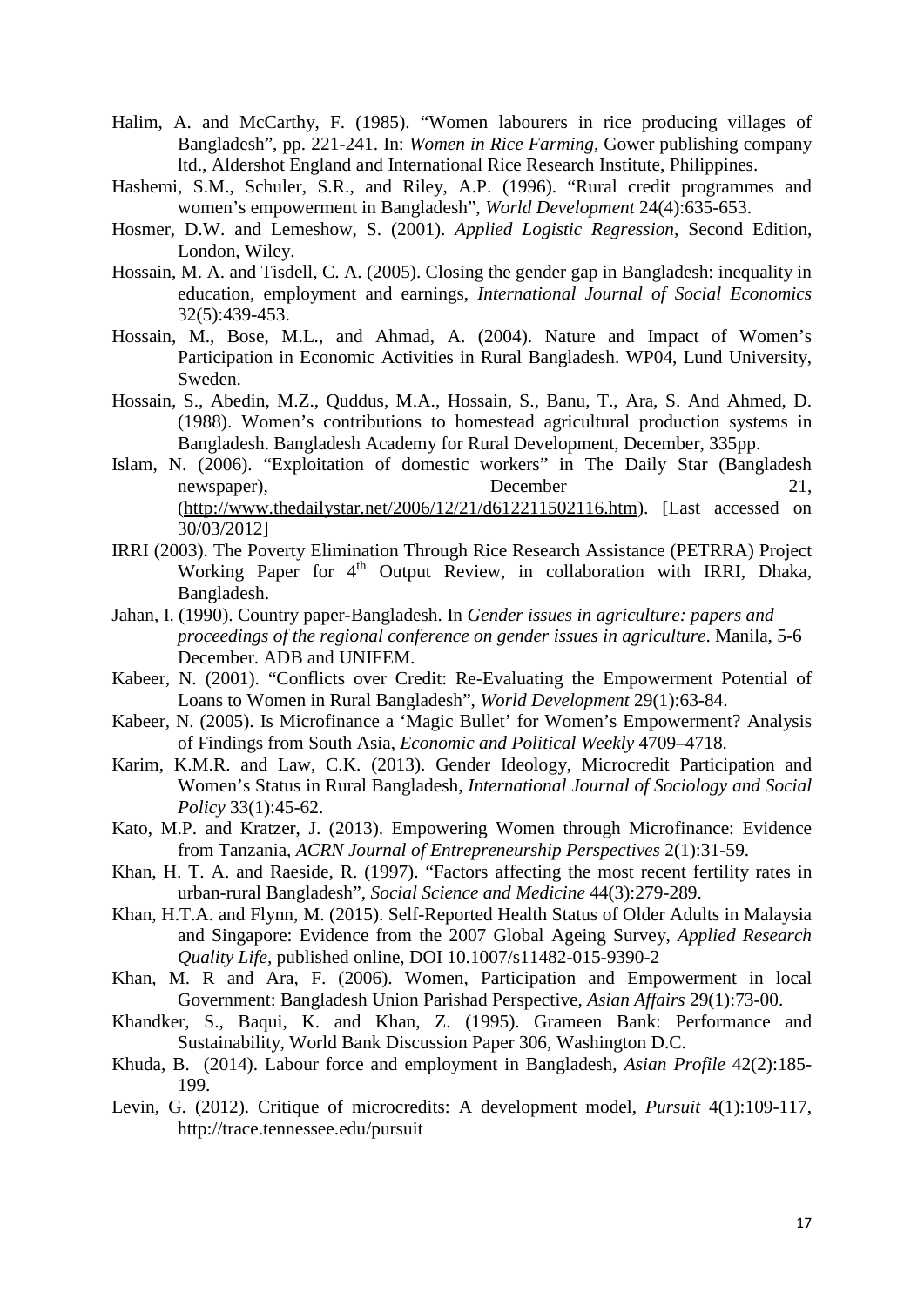Halim, A. and McCarthy, F. (1985). "Women labourers in rice producing villages of Bangladesh", pp. 221-241. In: *Women in Rice Farming*, Gower publishing company ltd., Aldershot England and International Rice Research Institute, Philippines.

Hashemi, S.M., Schuler, S.R., and Riley, A.P. (1996). "Rural credit programmes and women's empowerment in Bangladesh", *World Development* 24(4):635-653.

Hosmer, D.W. and Lemeshow, S. (2001). *Applied Logistic Regression*, Second Edition, London, Wiley.

Hossain, M. A. and Tisdell, C. A. (2005). Closing the gender gap in Bangladesh: inequality in education, employment and earnings, *International Journal of Social Economics* 32(5):439-453.

Hossain, M., Bose, M.L., and Ahmad, A. (2004). Nature and Impact of Women's Participation in Economic Activities in Rural Bangladesh. WP04, Lund University, Sweden.

Hossain, S., Abedin, M.Z., Quddus, M.A., Hossain, S., Banu, T., Ara, S. And Ahmed, D. (1988). Women's contributions to homestead agricultural production systems in Bangladesh. Bangladesh Academy for Rural Development, December, 335pp.

Islam, N. (2006). "Exploitation of domestic workers" in The Daily Star (Bangladesh newspaper), December 21, (http://www.thedailystar.net/2006/12/21/d612211502116.htm). [Last accessed on 30/03/2012]

IRRI (2003). The Poverty Elimination Through Rice Research Assistance (PETRRA) Project Working Paper for 4th Output Review, in collaboration with IRRI, Dhaka, Bangladesh.

Jahan, I. (1990). Country paper-Bangladesh. In *Gender issues in agriculture: papers and proceedings of the regional conference on gender issues in agriculture*. Manila, 5-6 December. ADB and UNIFEM.

Kabeer, N. (2001). "Conflicts over Credit: Re-Evaluating the Empowerment Potential of Loans to Women in Rural Bangladesh", *World Development* 29(1):63-84.

Kabeer, N. (2005). Is Microfinance a 'Magic Bullet' for Women's Empowerment? Analysis of Findings from South Asia, *Economic and Political Weekly* 4709–4718.

Karim, K.M.R. and Law, C.K. (2013). Gender Ideology, Microcredit Participation and Women's Status in Rural Bangladesh, *International Journal of Sociology and Social Policy* 33(1):45-62.

Kato, M.P. and Kratzer, J. (2013). Empowering Women through Microfinance: Evidence from Tanzania, *ACRN Journal of Entrepreneurship Perspectives* 2(1):31-59.

Khan, H. T. A. and Raeside, R. (1997). "Factors affecting the most recent fertility rates in urban-rural Bangladesh", *Social Science and Medicine* 44(3):279-289.

Khan, H.T.A. and Flynn, M. (2015). Self-Reported Health Status of Older Adults in Malaysia and Singapore: Evidence from the 2007 Global Ageing Survey, *Applied Research Quality Life*, published online, DOI 10.1007/s11482-015-9390-2

Khan, M. R and Ara, F. (2006). Women, Participation and Empowerment in local Government: Bangladesh Union Parishad Perspective, *Asian Affairs* 29(1):73-00.

Khandker, S., Baqui, K. and Khan, Z. (1995). Grameen Bank: Performance and Sustainability, World Bank Discussion Paper 306, Washington D.C.

Khuda, B. (2014). Labour force and employment in Bangladesh, *Asian Profile* 42(2):185-199.

Levin, G. (2012). Critique of microcredits: A development model, *Pursuit* 4(1):109-117, http://trace.tennessee.edu/pursuit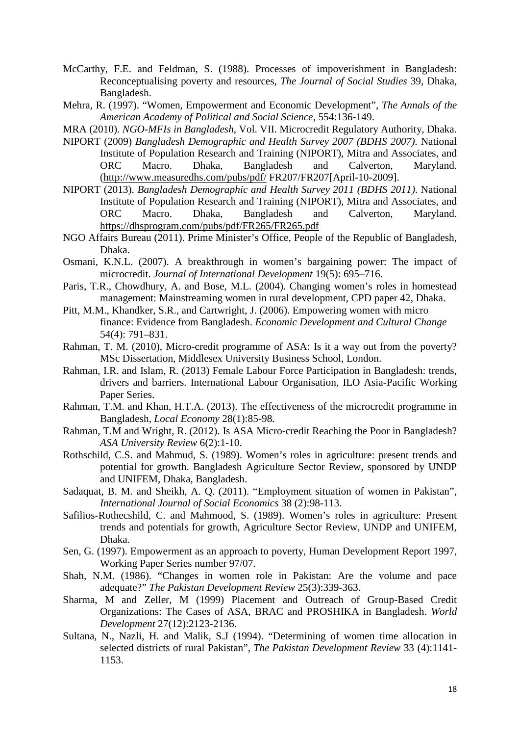McCarthy, F.E. and Feldman, S. (1988). Processes of impoverishment in Bangladesh: Reconceptualising poverty and resources, *The Journal of Social Studies* 39, Dhaka, Bangladesh.

Mehra, R. (1997). "Women, Empowerment and Economic Development", *The Annals of the American Academy of Political and Social Science*, 554:136-149.

MRA (2010). *NGO-MFIs in Bangladesh*, Vol. VII. Microcredit Regulatory Authority, Dhaka.

NIPORT (2009) *Bangladesh Demographic and Health Survey 2007 (BDHS 2007)*. National Institute of Population Research and Training (NIPORT), Mitra and Associates, and ORC Macro. Dhaka, Bangladesh and Calverton, Maryland. (http://www.measuredhs.com/pubs/pdf/ FR207/FR207[April-10-2009].

NIPORT (2013). *Bangladesh Demographic and Health Survey 2011 (BDHS 2011)*. National Institute of Population Research and Training (NIPORT), Mitra and Associates, and ORC Macro. Dhaka, Bangladesh and Calverton, Maryland. https://dhsprogram.com/pubs/pdf/FR265/FR265.pdf

NGO Affairs Bureau (2011). Prime Minister's Office, People of the Republic of Bangladesh, Dhaka.

Osmani, K.N.L. (2007). A breakthrough in women's bargaining power: The impact of microcredit. *Journal of International Development* 19(5): 695–716.

Paris, T.R., Chowdhury, A. and Bose, M.L. (2004). Changing women's roles in homestead management: Mainstreaming women in rural development, CPD paper 42, Dhaka.

Pitt, M.M., Khandker, S.R., and Cartwright, J. (2006). Empowering women with micro finance: Evidence from Bangladesh. *Economic Development and Cultural Change* 54(4): 791–831.

Rahman, T. M. (2010), Micro-credit programme of ASA: Is it a way out from the poverty? MSc Dissertation, Middlesex University Business School, London.

Rahman, I.R. and Islam, R. (2013) Female Labour Force Participation in Bangladesh: trends, drivers and barriers. International Labour Organisation, ILO Asia-Pacific Working Paper Series.

Rahman, T.M. and Khan, H.T.A. (2013). The effectiveness of the microcredit programme in Bangladesh, *Local Economy* 28(1):85-98.

Rahman, T.M and Wright, R. (2012). Is ASA Micro-credit Reaching the Poor in Bangladesh? *ASA University Review* 6(2):1-10.

Rothschild, C.S. and Mahmud, S. (1989). Women's roles in agriculture: present trends and potential for growth. Bangladesh Agriculture Sector Review, sponsored by UNDP and UNIFEM, Dhaka, Bangladesh.

Sadaquat, B. M. and Sheikh, A. Q. (2011). "Employment situation of women in Pakistan", *International Journal of Social Economics* 38 (2):98-113.

Safilios-Rothecshild, C. and Mahmood, S. (1989). Women's roles in agriculture: Present trends and potentials for growth, Agriculture Sector Review, UNDP and UNIFEM, Dhaka.

Sen, G. (1997). Empowerment as an approach to poverty, Human Development Report 1997, Working Paper Series number 97/07.

Shah, N.M. (1986). "Changes in women role in Pakistan: Are the volume and pace adequate?" *The Pakistan Development Review* 25(3):339-363.

Sharma, M and Zeller, M (1999) Placement and Outreach of Group-Based Credit Organizations: The Cases of ASA, BRAC and PROSHIKA in Bangladesh. *World Development* 27(12):2123-2136.

Sultana, N., Nazli, H. and Malik, S.J (1994). "Determining of women time allocation in selected districts of rural Pakistan", *The Pakistan Development Review* 33 (4):1141-1153.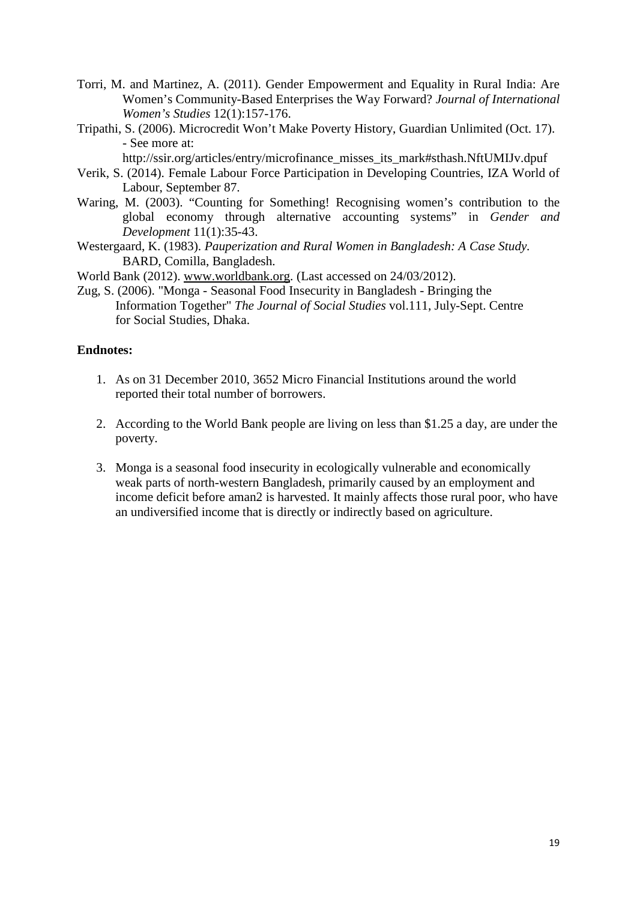Torri, M. and Martinez, A. (2011). Gender Empowerment and Equality in Rural India: Are Women's Community-Based Enterprises the Way Forward? *Journal of International Women's Studies* 12(1):157-176.

Tripathi, S. (2006). Microcredit Won't Make Poverty History, Guardian Unlimited (Oct. 17). - See more at: http://ssir.org/articles/entry/microfinance_misses_its_mark#sthash.NftUMIJv.dpuf

Verik, S. (2014). Female Labour Force Participation in Developing Countries, IZA World of Labour, September 87.

Waring, M. (2003). "Counting for Something! Recognising women's contribution to the global economy through alternative accounting systems" in *Gender and Development* 11(1):35-43.

Westergaard, K. (1983). *Pauperization and Rural Women in Bangladesh: A Case Study*. BARD, Comilla, Bangladesh.

World Bank (2012). www.worldbank.org. (Last accessed on 24/03/2012).

Zug, S. (2006). "Monga - Seasonal Food Insecurity in Bangladesh - Bringing the Information Together" *The Journal of Social Studies* vol.111, July-Sept. Centre for Social Studies, Dhaka.

**Endnotes:**

1. As on 31 December 2010, 3652 Micro Financial Institutions around the world reported their total number of borrowers.

2. According to the World Bank people are living on less than \$1.25 a day, are under the poverty.

3. Monga is a seasonal food insecurity in ecologically vulnerable and economically weak parts of north-western Bangladesh, primarily caused by an employment and income deficit before aman2 is harvested. It mainly affects those rural poor, who have an undiversified income that is directly or indirectly based on agriculture.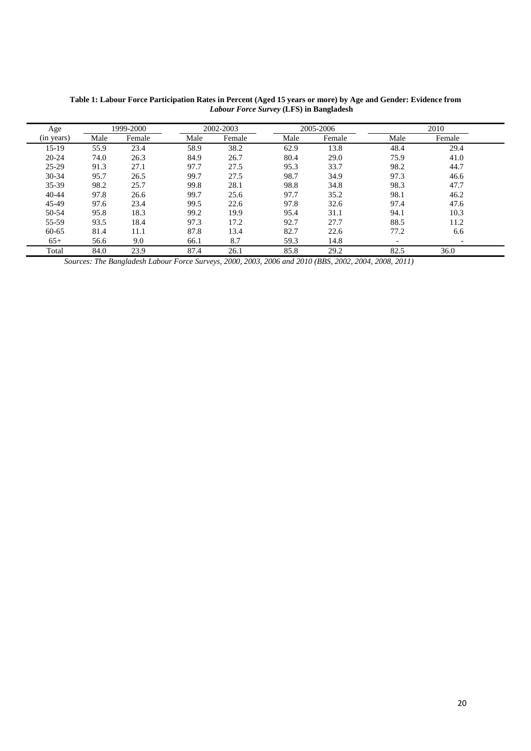**Table 1: Labour Force Participation Rates in Percent (Aged 15 years or more) by Age and Gender: Evidence from *Labour Force Survey* (LFS) in Bangladesh**

| Age (in years) | 1999-2000 | | 2002-2003 | | 2005-2006 | | 2010 | |
|---|---|---|---|---|---|---|---|---|
| | Male | Female | Male | Female | Male | Female | Male | Female |
| 15-19 | 55.9 | 23.4 | 58.9 | 38.2 | 62.9 | 13.8 | 48.4 | 29.4 |
| 20-24 | 74.0 | 26.3 | 84.9 | 26.7 | 80.4 | 29.0 | 75.9 | 41.0 |
| 25-29 | 91.3 | 27.1 | 97.7 | 27.5 | 95.3 | 33.7 | 98.2 | 44.7 |
| 30-34 | 95.7 | 26.5 | 99.7 | 27.5 | 98.7 | 34.9 | 97.3 | 46.6 |
| 35-39 | 98.2 | 25.7 | 99.8 | 28.1 | 98.8 | 34.8 | 98.3 | 47.7 |
| 40-44 | 97.8 | 26.6 | 99.7 | 25.6 | 97.7 | 35.2 | 98.1 | 46.2 |
| 45-49 | 97.6 | 23.4 | 99.5 | 22.6 | 97.8 | 32.6 | 97.4 | 47.6 |
| 50-54 | 95.8 | 18.3 | 99.2 | 19.9 | 95.4 | 31.1 | 94.1 | 10.3 |
| 55-59 | 93.5 | 18.4 | 97.3 | 17.2 | 92.7 | 27.7 | 88.5 | 11.2 |
| 60-65 | 81.4 | 11.1 | 87.8 | 13.4 | 82.7 | 22.6 | 77.2 | 6.6 |
| 65+ | 56.6 | 9.0 | 66.1 | 8.7 | 59.3 | 14.8 | - | - |
| Total | 84.0 | 23.9 | 87.4 | 26.1 | 85.8 | 29.2 | 82.5 | 36.0 |

*Sources: The Bangladesh Labour Force Surveys, 2000, 2003, 2006 and 2010 (BBS, 2002, 2004, 2008, 2011)*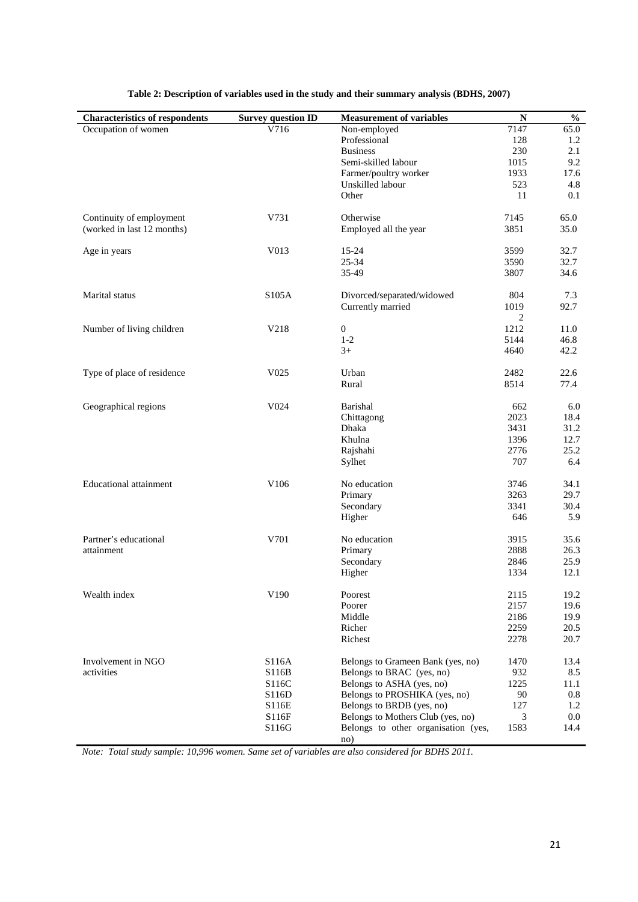**Table 2: Description of variables used in the study and their summary analysis (BDHS, 2007)**

| Characteristics of respondents | Survey question ID | Measurement of variables | N | % |
|---|---|---|---|---|
| Occupation of women | V716 | Non-employed | 7147 | 65.0 |
| | | Professional | 128 | 1.2 |
| | | Business | 230 | 2.1 |
| | | Semi-skilled labour | 1015 | 9.2 |
| | | Farmer/poultry worker | 1933 | 17.6 |
| | | Unskilled labour | 523 | 4.8 |
| | | Other | 11 | 0.1 |
| Continuity of employment (worked in last 12 months) | V731 | Otherwise | 7145 | 65.0 |
| | | Employed all the year | 3851 | 35.0 |
| Age in years | V013 | 15-24 | 3599 | 32.7 |
| | | 25-34 | 3590 | 32.7 |
| | | 35-49 | 3807 | 34.6 |
| Marital status | S105A | Divorced/separated/widowed | 804 | 7.3 |
| | | Currently married | 10192 | 92.7 |
| Number of living children | V218 | 0 | 1212 | 11.0 |
| | | 1-2 | 5144 | 46.8 |
| | | 3+ | 4640 | 42.2 |
| Type of place of residence | V025 | Urban | 2482 | 22.6 |
| | | Rural | 8514 | 77.4 |
| Geographical regions | V024 | Barishal | 662 | 6.0 |
| | | Chittagong | 2023 | 18.4 |
| | | Dhaka | 3431 | 31.2 |
| | | Khulna | 1396 | 12.7 |
| | | Rajshahi | 2776 | 25.2 |
| | | Sylhet | 707 | 6.4 |
| Educational attainment | V106 | No education | 3746 | 34.1 |
| | | Primary | 3263 | 29.7 |
| | | Secondary | 3341 | 30.4 |
| | | Higher | 646 | 5.9 |
| Partner's educational attainment | V701 | No education | 3915 | 35.6 |
| | | Primary | 2888 | 26.3 |
| | | Secondary | 2846 | 25.9 |
| | | Higher | 1334 | 12.1 |
| Wealth index | V190 | Poorest | 2115 | 19.2 |
| | | Poorer | 2157 | 19.6 |
| | | Middle | 2186 | 19.9 |
| | | Richer | 2259 | 20.5 |
| | | Richest | 2278 | 20.7 |
| Involvement in NGO activities | S116A | Belongs to Grameen Bank (yes, no) | 1470 | 13.4 |
| | S116B | Belongs to BRAC (yes, no) | 932 | 8.5 |
| | S116C | Belongs to ASHA (yes, no) | 1225 | 11.1 |
| | S116D | Belongs to PROSHIKA (yes, no) | 90 | 0.8 |
| | S116E | Belongs to BRDB (yes, no) | 127 | 1.2 |
| | S116F | Belongs to Mothers Club (yes, no) | 3 | 0.0 |
| | S116G | Belongs to other organisation (yes, no) | 1583 | 14.4 |

*Note: Total study sample: 10,996 women. Same set of variables are also considered for BDHS 2011.*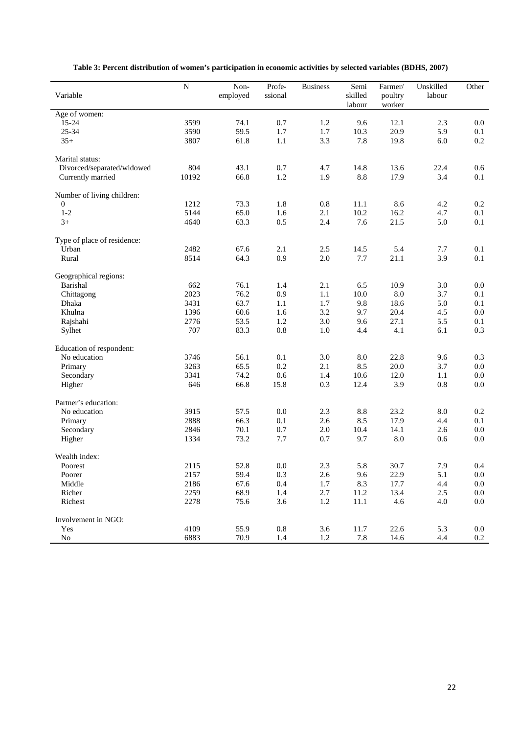**Table 3: Percent distribution of women's participation in economic activities by selected variables (BDHS, 2007)**

| Variable | N | Non-employed | Professional | Business | Semi skilled labour | Farmer/ poultry worker | Unskilled labour | Other |
|---|---|---|---|---|---|---|---|---|
| Age of women: | | | | | | | | |
| 15-24 | 3599 | 74.1 | 0.7 | 1.2 | 9.6 | 12.1 | 2.3 | 0.0 |
| 25-34 | 3590 | 59.5 | 1.7 | 1.7 | 10.3 | 20.9 | 5.9 | 0.1 |
| 35+ | 3807 | 61.8 | 1.1 | 3.3 | 7.8 | 19.8 | 6.0 | 0.2 |
| Marital status: | | | | | | | | |
| Divorced/separated/widowed | 804 | 43.1 | 0.7 | 4.7 | 14.8 | 13.6 | 22.4 | 0.6 |
| Currently married | 10192 | 66.8 | 1.2 | 1.9 | 8.8 | 17.9 | 3.4 | 0.1 |
| Number of living children: | | | | | | | | |
| 0 | 1212 | 73.3 | 1.8 | 0.8 | 11.1 | 8.6 | 4.2 | 0.2 |
| 1-2 | 5144 | 65.0 | 1.6 | 2.1 | 10.2 | 16.2 | 4.7 | 0.1 |
| 3+ | 4640 | 63.3 | 0.5 | 2.4 | 7.6 | 21.5 | 5.0 | 0.1 |
| Type of place of residence: | | | | | | | | |
| Urban | 2482 | 67.6 | 2.1 | 2.5 | 14.5 | 5.4 | 7.7 | 0.1 |
| Rural | 8514 | 64.3 | 0.9 | 2.0 | 7.7 | 21.1 | 3.9 | 0.1 |
| Geographical regions: | | | | | | | | |
| Barishal | 662 | 76.1 | 1.4 | 2.1 | 6.5 | 10.9 | 3.0 | 0.0 |
| Chittagong | 2023 | 76.2 | 0.9 | 1.1 | 10.0 | 8.0 | 3.7 | 0.1 |
| Dhaka | 3431 | 63.7 | 1.1 | 1.7 | 9.8 | 18.6 | 5.0 | 0.1 |
| Khulna | 1396 | 60.6 | 1.6 | 3.2 | 9.7 | 20.4 | 4.5 | 0.0 |
| Rajshahi | 2776 | 53.5 | 1.2 | 3.0 | 9.6 | 27.1 | 5.5 | 0.1 |
| Sylhet | 707 | 83.3 | 0.8 | 1.0 | 4.4 | 4.1 | 6.1 | 0.3 |
| Education of respondent: | | | | | | | | |
| No education | 3746 | 56.1 | 0.1 | 3.0 | 8.0 | 22.8 | 9.6 | 0.3 |
| Primary | 3263 | 65.5 | 0.2 | 2.1 | 8.5 | 20.0 | 3.7 | 0.0 |
| Secondary | 3341 | 74.2 | 0.6 | 1.4 | 10.6 | 12.0 | 1.1 | 0.0 |
| Higher | 646 | 66.8 | 15.8 | 0.3 | 12.4 | 3.9 | 0.8 | 0.0 |
| Partner's education: | | | | | | | | |
| No education | 3915 | 57.5 | 0.0 | 2.3 | 8.8 | 23.2 | 8.0 | 0.2 |
| Primary | 2888 | 66.3 | 0.1 | 2.6 | 8.5 | 17.9 | 4.4 | 0.1 |
| Secondary | 2846 | 70.1 | 0.7 | 2.0 | 10.4 | 14.1 | 2.6 | 0.0 |
| Higher | 1334 | 73.2 | 7.7 | 0.7 | 9.7 | 8.0 | 0.6 | 0.0 |
| Wealth index: | | | | | | | | |
| Poorest | 2115 | 52.8 | 0.0 | 2.3 | 5.8 | 30.7 | 7.9 | 0.4 |
| Poorer | 2157 | 59.4 | 0.3 | 2.6 | 9.6 | 22.9 | 5.1 | 0.0 |
| Middle | 2186 | 67.6 | 0.4 | 1.7 | 8.3 | 17.7 | 4.4 | 0.0 |
| Richer | 2259 | 68.9 | 1.4 | 2.7 | 11.2 | 13.4 | 2.5 | 0.0 |
| Richest | 2278 | 75.6 | 3.6 | 1.2 | 11.1 | 4.6 | 4.0 | 0.0 |
| Involvement in NGO: | | | | | | | | |
| Yes | 4109 | 55.9 | 0.8 | 3.6 | 11.7 | 22.6 | 5.3 | 0.0 |
| No | 6883 | 70.9 | 1.4 | 1.2 | 7.8 | 14.6 | 4.4 | 0.2 |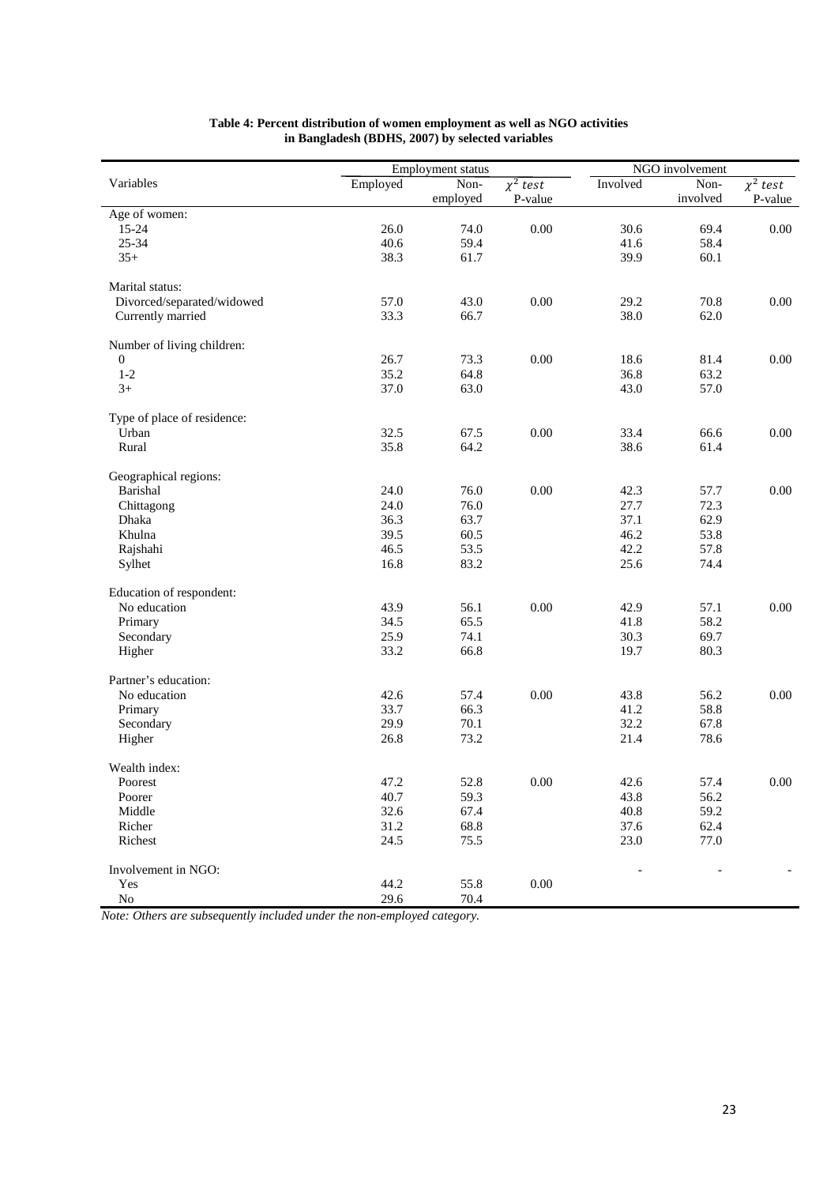**Table 4: Percent distribution of women employment as well as NGO activities in Bangladesh (BDHS, 2007) by selected variables**

| Variables | Employment status | | | NGO involvement | | |
|---|---|---|---|---|---|---|
| | Employed | Non-employed | $\chi^2$ test P-value | Involved | Non-involved | $\chi^2$ test P-value |
| Age of women: | | | | | | |
| 15-24 | 26.0 | 74.0 | 0.00 | 30.6 | 69.4 | 0.00 |
| 25-34 | 40.6 | 59.4 | | 41.6 | 58.4 | |
| 35+ | 38.3 | 61.7 | | 39.9 | 60.1 | |
| Marital status: | | | | | | |
| Divorced/separated/widowed | 57.0 | 43.0 | 0.00 | 29.2 | 70.8 | 0.00 |
| Currently married | 33.3 | 66.7 | | 38.0 | 62.0 | |
| Number of living children: | | | | | | |
| 0 | 26.7 | 73.3 | 0.00 | 18.6 | 81.4 | 0.00 |
| 1-2 | 35.2 | 64.8 | | 36.8 | 63.2 | |
| 3+ | 37.0 | 63.0 | | 43.0 | 57.0 | |
| Type of place of residence: | | | | | | |
| Urban | 32.5 | 67.5 | 0.00 | 33.4 | 66.6 | 0.00 |
| Rural | 35.8 | 64.2 | | 38.6 | 61.4 | |
| Geographical regions: | | | | | | |
| Barishal | 24.0 | 76.0 | 0.00 | 42.3 | 57.7 | 0.00 |
| Chittagong | 24.0 | 76.0 | | 27.7 | 72.3 | |
| Dhaka | 36.3 | 63.7 | | 37.1 | 62.9 | |
| Khulna | 39.5 | 60.5 | | 46.2 | 53.8 | |
| Rajshahi | 46.5 | 53.5 | | 42.2 | 57.8 | |
| Sylhet | 16.8 | 83.2 | | 25.6 | 74.4 | |
| Education of respondent: | | | | | | |
| No education | 43.9 | 56.1 | 0.00 | 42.9 | 57.1 | 0.00 |
| Primary | 34.5 | 65.5 | | 41.8 | 58.2 | |
| Secondary | 25.9 | 74.1 | | 30.3 | 69.7 | |
| Higher | 33.2 | 66.8 | | 19.7 | 80.3 | |
| Partner's education: | | | | | | |
| No education | 42.6 | 57.4 | 0.00 | 43.8 | 56.2 | 0.00 |
| Primary | 33.7 | 66.3 | | 41.2 | 58.8 | |
| Secondary | 29.9 | 70.1 | | 32.2 | 67.8 | |
| Higher | 26.8 | 73.2 | | 21.4 | 78.6 | |
| Wealth index: | | | | | | |
| Poorest | 47.2 | 52.8 | 0.00 | 42.6 | 57.4 | 0.00 |
| Poorer | 40.7 | 59.3 | | 43.8 | 56.2 | |
| Middle | 32.6 | 67.4 | | 40.8 | 59.2 | |
| Richer | 31.2 | 68.8 | | 37.6 | 62.4 | |
| Richest | 24.5 | 75.5 | | 23.0 | 77.0 | |
| Involvement in NGO: | | | | - | - | - |
| Yes | 44.2 | 55.8 | 0.00 | | | |
| No | 29.6 | 70.4 | | | | |

*Note: Others are subsequently included under the non-employed category.*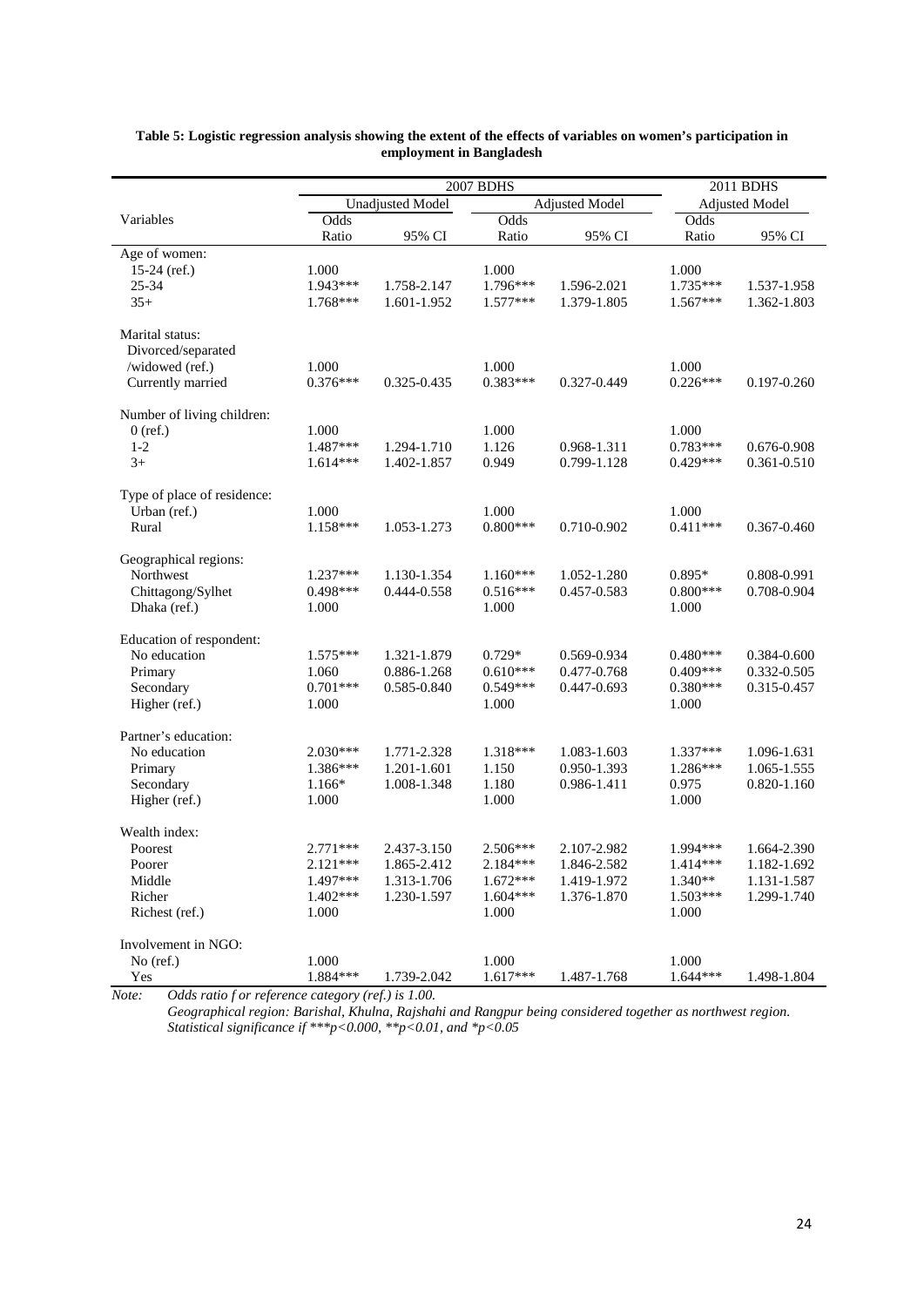**Table 5: Logistic regression analysis showing the extent of the effects of variables on women's participation in employment in Bangladesh**

| | 2007 BDHS | | | | 2011 BDHS | |
|---|---|---|---|---|---|---|
| | Unadjusted Model | | Adjusted Model | | Adjusted Model | |
| Variables | Odds Ratio | 95% CI | Odds Ratio | 95% CI | Odds Ratio | 95% CI |
| Age of women: | | | | | | |
| 15-24 (ref.) | 1.000 | | 1.000 | | 1.000 | |
| 25-34 | 1.943*** | 1.758-2.147 | 1.796*** | 1.596-2.021 | 1.735*** | 1.537-1.958 |
| 35+ | 1.768*** | 1.601-1.952 | 1.577*** | 1.379-1.805 | 1.567*** | 1.362-1.803 |
| Marital status: | | | | | | |
| Divorced/separated /widowed (ref.) | 1.000 | | 1.000 | | 1.000 | |
| Currently married | 0.376*** | 0.325-0.435 | 0.383*** | 0.327-0.449 | 0.226*** | 0.197-0.260 |
| Number of living children: | | | | | | |
| 0 (ref.) | 1.000 | | 1.000 | | 1.000 | |
| 1-2 | 1.487*** | 1.294-1.710 | 1.126 | 0.968-1.311 | 0.783*** | 0.676-0.908 |
| 3+ | 1.614*** | 1.402-1.857 | 0.949 | 0.799-1.128 | 0.429*** | 0.361-0.510 |
| Type of place of residence: | | | | | | |
| Urban (ref.) | 1.000 | | 1.000 | | 1.000 | |
| Rural | 1.158*** | 1.053-1.273 | 0.800*** | 0.710-0.902 | 0.411*** | 0.367-0.460 |
| Geographical regions: | | | | | | |
| Northwest | 1.237*** | 1.130-1.354 | 1.160*** | 1.052-1.280 | 0.895* | 0.808-0.991 |
| Chittagong/Sylhet | 0.498*** | 0.444-0.558 | 0.516*** | 0.457-0.583 | 0.800*** | 0.708-0.904 |
| Dhaka (ref.) | 1.000 | | 1.000 | | 1.000 | |
| Education of respondent: | | | | | | |
| No education | 1.575*** | 1.321-1.879 | 0.729* | 0.569-0.934 | 0.480*** | 0.384-0.600 |
| Primary | 1.060 | 0.886-1.268 | 0.610*** | 0.477-0.768 | 0.409*** | 0.332-0.505 |
| Secondary | 0.701*** | 0.585-0.840 | 0.549*** | 0.447-0.693 | 0.380*** | 0.315-0.457 |
| Higher (ref.) | 1.000 | | 1.000 | | 1.000 | |
| Partner's education: | | | | | | |
| No education | 2.030*** | 1.771-2.328 | 1.318*** | 1.083-1.603 | 1.337*** | 1.096-1.631 |
| Primary | 1.386*** | 1.201-1.601 | 1.150 | 0.950-1.393 | 1.286*** | 1.065-1.555 |
| Secondary | 1.166* | 1.008-1.348 | 1.180 | 0.986-1.411 | 0.975 | 0.820-1.160 |
| Higher (ref.) | 1.000 | | 1.000 | | 1.000 | |
| Wealth index: | | | | | | |
| Poorest | 2.771*** | 2.437-3.150 | 2.506*** | 2.107-2.982 | 1.994*** | 1.664-2.390 |
| Poorer | 2.121*** | 1.865-2.412 | 2.184*** | 1.846-2.582 | 1.414*** | 1.182-1.692 |
| Middle | 1.497*** | 1.313-1.706 | 1.672*** | 1.419-1.972 | 1.340** | 1.131-1.587 |
| Richer | 1.402*** | 1.230-1.597 | 1.604*** | 1.376-1.870 | 1.503*** | 1.299-1.740 |
| Richest (ref.) | 1.000 | | 1.000 | | 1.000 | |
| Involvement in NGO: | | | | | | |
| No (ref.) | 1.000 | | 1.000 | | 1.000 | |
| Yes | 1.884*** | 1.739-2.042 | 1.617*** | 1.487-1.768 | 1.644*** | 1.498-1.804 |

*Note:* *Odds ratio f or reference category (ref.) is 1.00.*
*Geographical region: Barishal, Khulna, Rajshahi and Rangpur being considered together as northwest region.*
*Statistical significance if ***p<0.000, **p<0.01, and *p<0.05*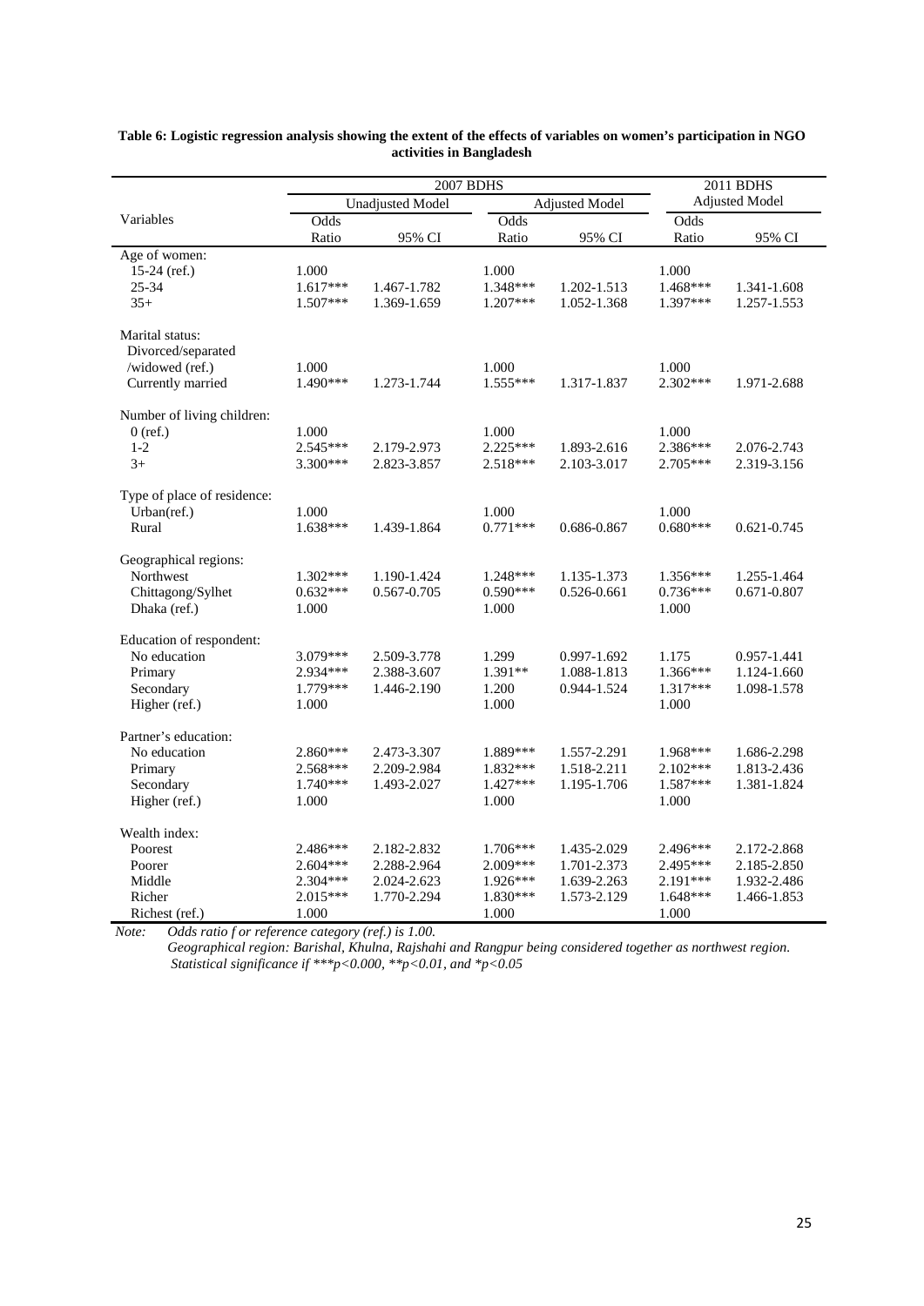**Table 6: Logistic regression analysis showing the extent of the effects of variables on women's participation in NGO activities in Bangladesh**

| Variables | 2007 BDHS | | | | 2011 BDHS | |
|---|---|---|---|---|---|---|
| | Unadjusted Model | | Adjusted Model | | Adjusted Model | |
| | Odds Ratio | 95% CI | Odds Ratio | 95% CI | Odds Ratio | 95% CI |
| Age of women: | | | | | | |
| 15-24 (ref.) | 1.000 | | 1.000 | | 1.000 | |
| 25-34 | 1.617*** | 1.467-1.782 | 1.348*** | 1.202-1.513 | 1.468*** | 1.341-1.608 |
| 35+ | 1.507*** | 1.369-1.659 | 1.207*** | 1.052-1.368 | 1.397*** | 1.257-1.553 |
| Marital status: | | | | | | |
| Divorced/separated /widowed (ref.) | 1.000 | | 1.000 | | 1.000 | |
| Currently married | 1.490*** | 1.273-1.744 | 1.555*** | 1.317-1.837 | 2.302*** | 1.971-2.688 |
| Number of living children: | | | | | | |
| 0 (ref.) | 1.000 | | 1.000 | | 1.000 | |
| 1-2 | 2.545*** | 2.179-2.973 | 2.225*** | 1.893-2.616 | 2.386*** | 2.076-2.743 |
| 3+ | 3.300*** | 2.823-3.857 | 2.518*** | 2.103-3.017 | 2.705*** | 2.319-3.156 |
| Type of place of residence: | | | | | | |
| Urban(ref.) | 1.000 | | 1.000 | | 1.000 | |
| Rural | 1.638*** | 1.439-1.864 | 0.771*** | 0.686-0.867 | 0.680*** | 0.621-0.745 |
| Geographical regions: | | | | | | |
| Northwest | 1.302*** | 1.190-1.424 | 1.248*** | 1.135-1.373 | 1.356*** | 1.255-1.464 |
| Chittagong/Sylhet | 0.632*** | 0.567-0.705 | 0.590*** | 0.526-0.661 | 0.736*** | 0.671-0.807 |
| Dhaka (ref.) | 1.000 | | 1.000 | | 1.000 | |
| Education of respondent: | | | | | | |
| No education | 3.079*** | 2.509-3.778 | 1.299 | 0.997-1.692 | 1.175 | 0.957-1.441 |
| Primary | 2.934*** | 2.388-3.607 | 1.391** | 1.088-1.813 | 1.366*** | 1.124-1.660 |
| Secondary | 1.779*** | 1.446-2.190 | 1.200 | 0.944-1.524 | 1.317*** | 1.098-1.578 |
| Higher (ref.) | 1.000 | | 1.000 | | 1.000 | |
| Partner's education: | | | | | | |
| No education | 2.860*** | 2.473-3.307 | 1.889*** | 1.557-2.291 | 1.968*** | 1.686-2.298 |
| Primary | 2.568*** | 2.209-2.984 | 1.832*** | 1.518-2.211 | 2.102*** | 1.813-2.436 |
| Secondary | 1.740*** | 1.493-2.027 | 1.427*** | 1.195-1.706 | 1.587*** | 1.381-1.824 |
| Higher (ref.) | 1.000 | | 1.000 | | 1.000 | |
| Wealth index: | | | | | | |
| Poorest | 2.486*** | 2.182-2.832 | 1.706*** | 1.435-2.029 | 2.496*** | 2.172-2.868 |
| Poorer | 2.604*** | 2.288-2.964 | 2.009*** | 1.701-2.373 | 2.495*** | 2.185-2.850 |
| Middle | 2.304*** | 2.024-2.623 | 1.926*** | 1.639-2.263 | 2.191*** | 1.932-2.486 |
| Richer | 2.015*** | 1.770-2.294 | 1.830*** | 1.573-2.129 | 1.648*** | 1.466-1.853 |
| Richest (ref.) | 1.000 | | 1.000 | | 1.000 | |

*Note: Odds ratio f or reference category (ref.) is 1.00.*
*Geographical region: Barishal, Khulna, Rajshahi and Rangpur being considered together as northwest region.*
*Statistical significance if ***p<0.000, **p<0.01, and *p<0.05*